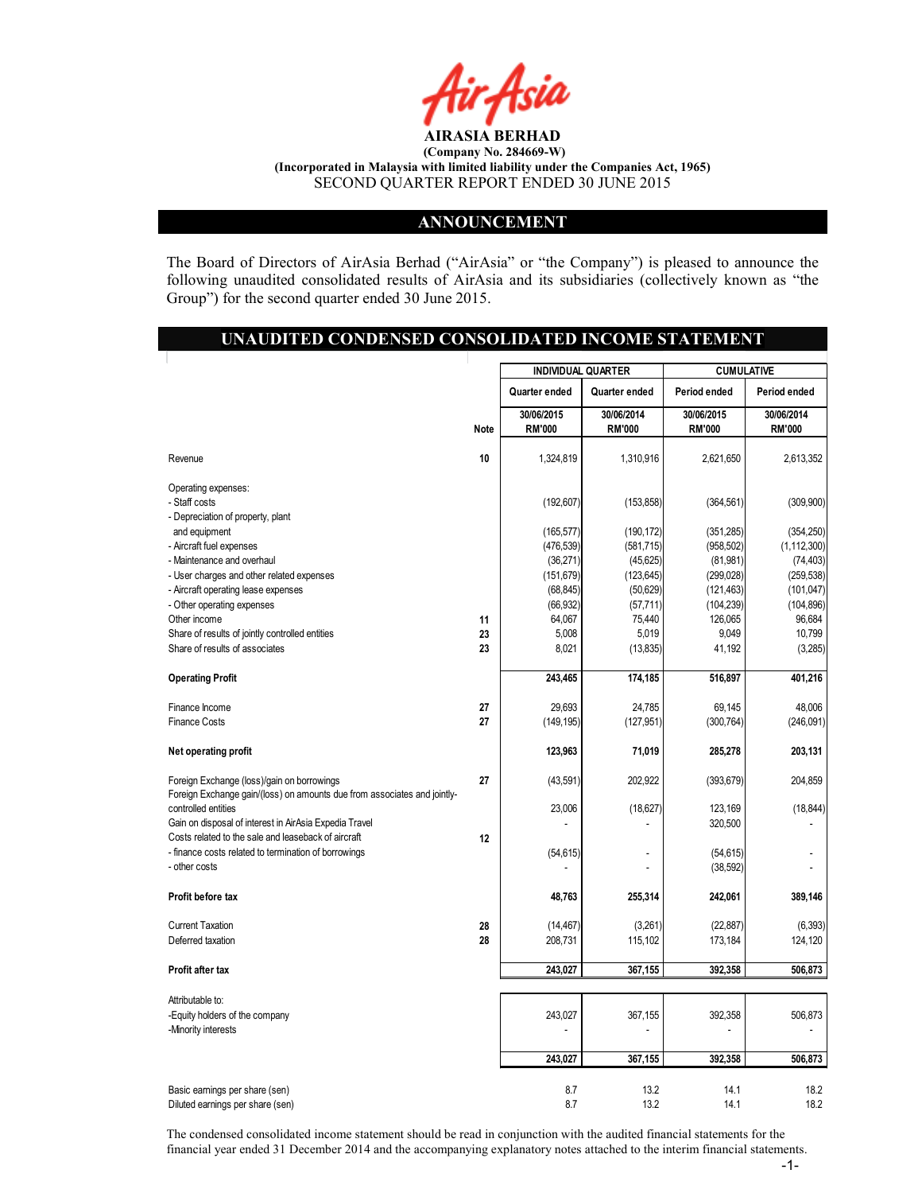**AIRASIA BERHAD**

**(Company No. 284669-W)**

**(Incorporated in Malaysia with limited liability under the Companies Act, 1965)**

SECOND QUARTER REPORT ENDED 30 JUNE 2015

## ANNOUNCEMENT

The Board of Directors of AirAsia Berhad ("AirAsia" or "the Company") is pleased to announce the following unaudited consolidated results of AirAsia and its subsidiaries (collectively known as "the Group") for the second quarter ended 30 June 2015.

## UNAUDITED CONDENSED CONSOLIDATED INCOME STATEMENT

| | | INDIVIDUAL QUARTER | | CUMULATIVE | |
|---|---|---|---|---|---|
| | | Quarter ended | Quarter ended | Period ended | Period ended |
| | Note | 30/06/2015 RM'000 | 30/06/2014 RM'000 | 30/06/2015 RM'000 | 30/06/2014 RM'000 |
| Revenue | 10 | 1,324,819 | 1,310,916 | 2,621,650 | 2,613,352 |
| Operating expenses: | | | | | |
| - Staff costs | | (192,607) | (153,858) | (364,561) | (309,900) |
| - Depreciation of property, plant and equipment | | (165,577) | (190,172) | (351,285) | (354,250) |
| - Aircraft fuel expenses | | (476,539) | (581,715) | (958,502) | (1,112,300) |
| - Maintenance and overhaul | | (36,271) | (45,625) | (81,981) | (74,403) |
| - User charges and other related expenses | | (151,679) | (123,645) | (299,028) | (259,538) |
| - Aircraft operating lease expenses | | (68,845) | (50,629) | (121,463) | (101,047) |
| - Other operating expenses | | (66,932) | (57,711) | (104,239) | (104,896) |
| Other income | 11 | 64,067 | 75,440 | 126,065 | 96,684 |
| Share of results of jointly controlled entities | 23 | 5,008 | 5,019 | 9,049 | 10,799 |
| Share of results of associates | 23 | 8,021 | (13,835) | 41,192 | (3,285) |
| **Operating Profit** | | **243,465** | **174,185** | **516,897** | **401,216** |
| Finance Income | 27 | 29,693 | 24,785 | 69,145 | 48,006 |
| Finance Costs | 27 | (149,195) | (127,951) | (300,764) | (246,091) |
| **Net operating profit** | | **123,963** | **71,019** | **285,278** | **203,131** |
| Foreign Exchange (loss)/gain on borrowings | 27 | (43,591) | 202,922 | (393,679) | 204,859 |
| Foreign Exchange gain/(loss) on amounts due from associates and jointly-controlled entities | | 23,006 | (18,627) | 123,169 | (18,844) |
| Gain on disposal of interest in AirAsia Expedia Travel | | - | - | 320,500 | - |
| Costs related to the sale and leaseback of aircraft | 12 | | | | |
| - finance costs related to termination of borrowings | | (54,615) | - | (54,615) | - |
| - other costs | | - | - | (38,592) | - |
| **Profit before tax** | | **48,763** | **255,314** | **242,061** | **389,146** |
| Current Taxation | 28 | (14,467) | (3,261) | (22,887) | (6,393) |
| Deferred taxation | 28 | 208,731 | 115,102 | 173,184 | 124,120 |
| **Profit after tax** | | **243,027** | **367,155** | **392,358** | **506,873** |
| Attributable to: | | | | | |
| -Equity holders of the company | | 243,027 | 367,155 | 392,358 | 506,873 |
| -Minority interests | | - | - | - | - |
| | | 243,027 | 367,155 | 392,358 | 506,873 |
| Basic earnings per share (sen) | | 8.7 | 13.2 | 14.1 | 18.2 |
| Diluted earnings per share (sen) | | 8.7 | 13.2 | 14.1 | 18.2 |

The condensed consolidated income statement should be read in conjunction with the audited financial statements for the financial year ended 31 December 2014 and the accompanying explanatory notes attached to the interim financial statements.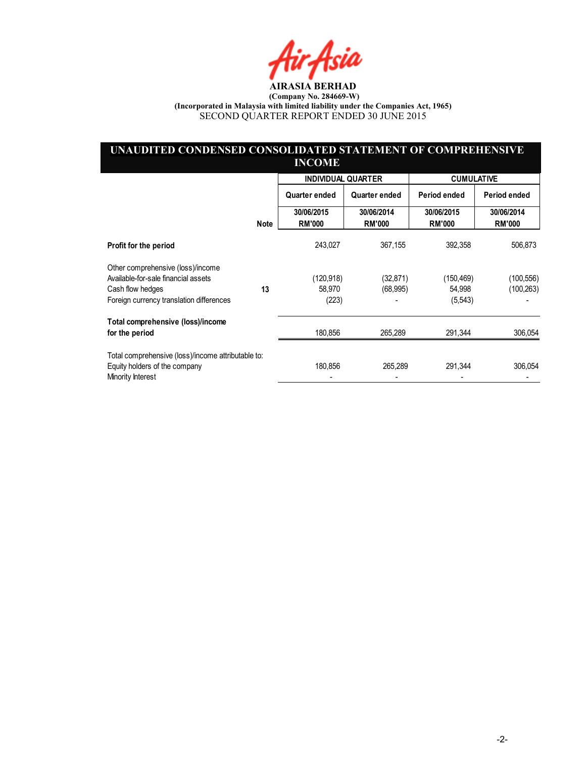**AIRASIA BERHAD**
**(Company No. 284669-W)**
**(Incorporated in Malaysia with limited liability under the Companies Act, 1965)**
SECOND QUARTER REPORT ENDED 30 JUNE 2015

## UNAUDITED CONDENSED CONSOLIDATED STATEMENT OF COMPREHENSIVE INCOME

| | | INDIVIDUAL QUARTER | | CUMULATIVE | |
|---|---|---|---|---|---|
| | | Quarter ended | Quarter ended | Period ended | Period ended |
| | Note | 30/06/2015 RM'000 | 30/06/2014 RM'000 | 30/06/2015 RM'000 | 30/06/2014 RM'000 |
| **Profit for the period** | | 243,027 | 367,155 | 392,358 | 506,873 |
| Other comprehensive (loss)/income | | | | | |
| Available-for-sale financial assets | | (120,918) | (32,871) | (150,469) | (100,556) |
| Cash flow hedges | 13 | 58,970 | (68,995) | 54,998 | (100,263) |
| Foreign currency translation differences | | (223) | - | (5,543) | - |
| **Total comprehensive (loss)/income for the period** | | 180,856 | 265,289 | 291,344 | 306,054 |
| Total comprehensive (loss)/income attributable to: | | | | | |
| Equity holders of the company | | 180,856 | 265,289 | 291,344 | 306,054 |
| Minority Interest | | - | - | - | - |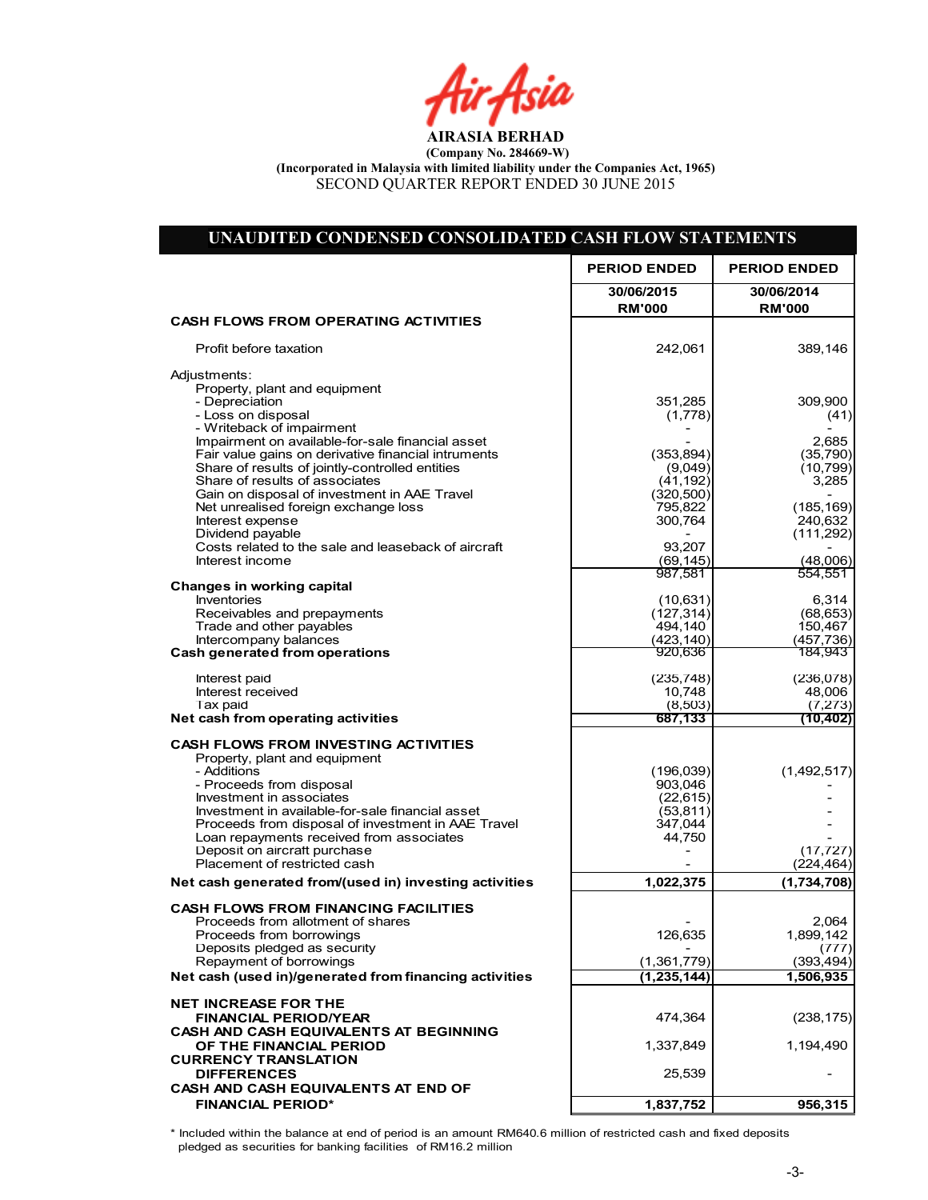**AIRASIA BERHAD**

**(Company No. 284669-W)**

**(Incorporated in Malaysia with limited liability under the Companies Act, 1965)**

SECOND QUARTER REPORT ENDED 30 JUNE 2015

## UNAUDITED CONDENSED CONSOLIDATED CASH FLOW STATEMENTS

| | PERIOD ENDED | PERIOD ENDED |
|---|---|---|
| | 30/06/2015 RM'000 | 30/06/2014 RM'000 |
| **CASH FLOWS FROM OPERATING ACTIVITIES** | | |
| Profit before taxation | 242,061 | 389,146 |
| Adjustments: | | |
| Property, plant and equipment | | |
| - Depreciation | 351,285 | 309,900 |
| - Loss on disposal | (1,778) | (41) |
| - Writeback of impairment | - | - |
| Impairment on available-for-sale financial asset | - | 2,685 |
| Fair value gains on derivative financial intruments | (353,894) | (35,790) |
| Share of results of jointly-controlled entities | (9,049) | (10,799) |
| Share of results of associates | (41,192) | 3,285 |
| Gain on disposal of investment in AAE Travel | (320,500) | - |
| Net unrealised foreign exchange loss | 795,822 | (185,169) |
| Interest expense | 300,764 | 240,632 |
| Dividend payable | - | (111,292) |
| Costs related to the sale and leaseback of aircraft | 93,207 | - |
| Interest income | (69,145) | (48,006) |
| | 987,581 | 554,551 |
| **Changes in working capital** | | |
| Inventories | (10,631) | 6,314 |
| Receivables and prepayments | (127,314) | (68,653) |
| Trade and other payables | 494,140 | 150,467 |
| Intercompany balances | (423,140) | (457,736) |
| **Cash generated from operations** | 920,636 | 184,943 |
| Interest paid | (235,748) | (236,078) |
| Interest received | 10,748 | 48,006 |
| Tax paid | (8,503) | (7,273) |
| **Net cash from operating activities** | **687,133** | **(10,402)** |
| **CASH FLOWS FROM INVESTING ACTIVITIES** | | |
| Property, plant and equipment | | |
| - Additions | (196,039) | (1,492,517) |
| - Proceeds from disposal | 903,046 | - |
| Investment in associates | (22,615) | - |
| Investment in available-for-sale financial asset | (53,811) | - |
| Proceeds from disposal of investment in AAE Travel | 347,044 | - |
| Loan repayments received from associates | 44,750 | - |
| Deposit on aircraft purchase | - | (17,727) |
| Placement of restricted cash | - | (224,464) |
| **Net cash generated from/(used in) investing activities** | **1,022,375** | **(1,734,708)** |
| **CASH FLOWS FROM FINANCING FACILITIES** | | |
| Proceeds from allotment of shares | - | 2,064 |
| Proceeds from borrowings | 126,635 | 1,899,142 |
| Deposits pledged as security | - | (777) |
| Repayment of borrowings | (1,361,779) | (393,494) |
| **Net cash (used in)/generated from financing activities** | **(1,235,144)** | **1,506,935** |
| **NET INCREASE FOR THE FINANCIAL PERIOD/YEAR** | 474,364 | (238,175) |
| **CASH AND CASH EQUIVALENTS AT BEGINNING OF THE FINANCIAL PERIOD** | 1,337,849 | 1,194,490 |
| **CURRENCY TRANSLATION DIFFERENCES** | 25,539 | - |
| **CASH AND CASH EQUIVALENTS AT END OF FINANCIAL PERIOD*** | **1,837,752** | **956,315** |

* Included within the balance at end of period is an amount RM640.6 million of restricted cash and fixed deposits pledged as securities for banking facilities of RM16.2 million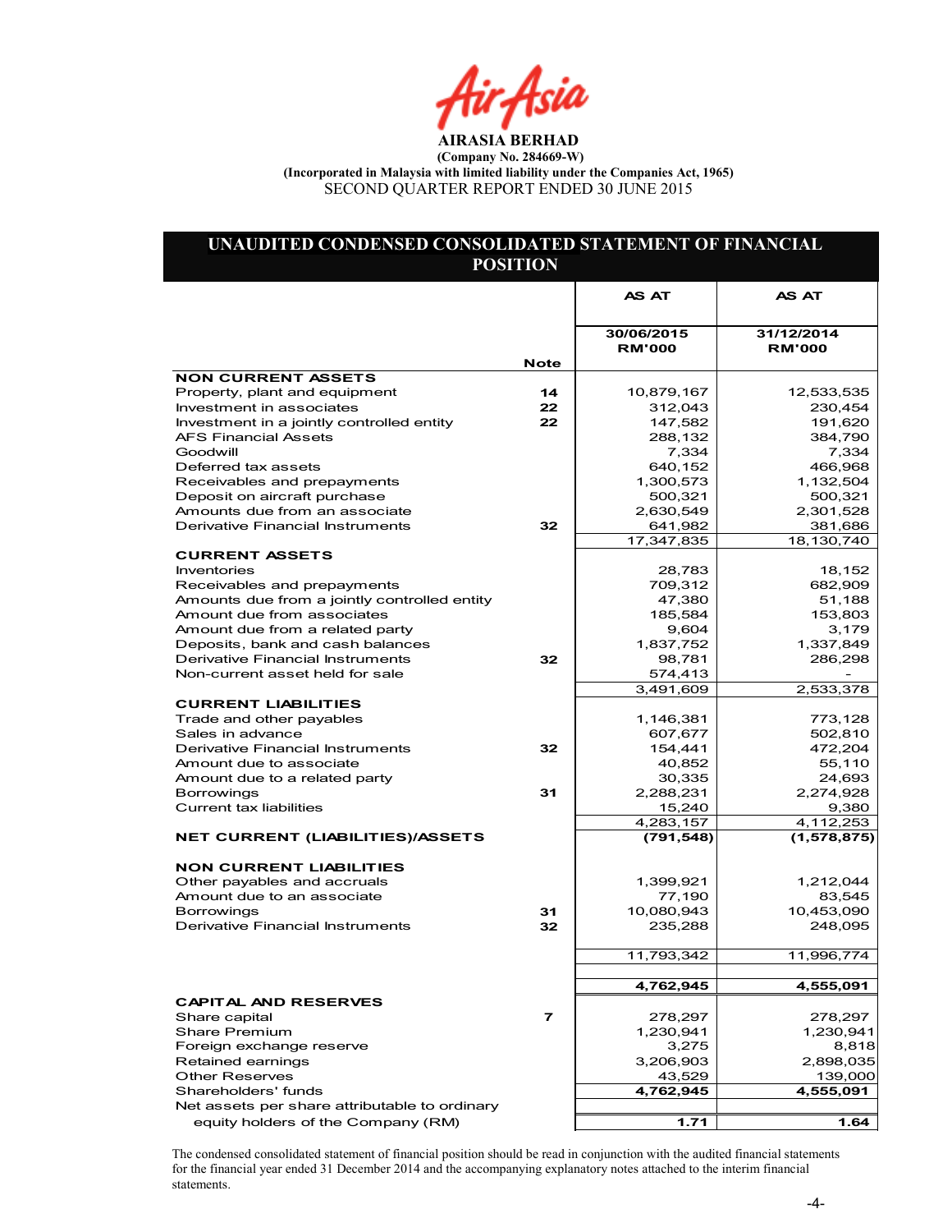AirAsia

**AIRASIA BERHAD**
**(Company No. 284669-W)**
**(Incorporated in Malaysia with limited liability under the Companies Act, 1965)**
SECOND QUARTER REPORT ENDED 30 JUNE 2015

## UNAUDITED CONDENSED CONSOLIDATED STATEMENT OF FINANCIAL POSITION

| | Note | AS AT 30/06/2015 RM'000 | AS AT 31/12/2014 RM'000 |
|---|---|---|---|
| **NON CURRENT ASSETS** | | | |
| Property, plant and equipment | 14 | 10,879,167 | 12,533,535 |
| Investment in associates | 22 | 312,043 | 230,454 |
| Investment in a jointly controlled entity | 22 | 147,582 | 191,620 |
| AFS Financial Assets | | 288,132 | 384,790 |
| Goodwill | | 7,334 | 7,334 |
| Deferred tax assets | | 640,152 | 466,968 |
| Receivables and prepayments | | 1,300,573 | 1,132,504 |
| Deposit on aircraft purchase | | 500,321 | 500,321 |
| Amounts due from an associate | | 2,630,549 | 2,301,528 |
| Derivative Financial Instruments | 32 | 641,982 | 381,686 |
| | | 17,347,835 | 18,130,740 |
| **CURRENT ASSETS** | | | |
| Inventories | | 28,783 | 18,152 |
| Receivables and prepayments | | 709,312 | 682,909 |
| Amounts due from a jointly controlled entity | | 47,380 | 51,188 |
| Amount due from associates | | 185,584 | 153,803 |
| Amount due from a related party | | 9,604 | 3,179 |
| Deposits, bank and cash balances | | 1,837,752 | 1,337,849 |
| Derivative Financial Instruments | 32 | 98,781 | 286,298 |
| Non-current asset held for sale | | 574,413 | - |
| | | 3,491,609 | 2,533,378 |
| **CURRENT LIABILITIES** | | | |
| Trade and other payables | | 1,146,381 | 773,128 |
| Sales in advance | | 607,677 | 502,810 |
| Derivative Financial Instruments | 32 | 154,441 | 472,204 |
| Amount due to associate | | 40,852 | 55,110 |
| Amount due to a related party | | 30,335 | 24,693 |
| Borrowings | 31 | 2,288,231 | 2,274,928 |
| Current tax liabilities | | 15,240 | 9,380 |
| | | 4,283,157 | 4,112,253 |
| **NET CURRENT (LIABILITIES)/ASSETS** | | **(791,548)** | **(1,578,875)** |
| **NON CURRENT LIABILITIES** | | | |
| Other payables and accruals | | 1,399,921 | 1,212,044 |
| Amount due to an associate | | 77,190 | 83,545 |
| Borrowings | 31 | 10,080,943 | 10,453,090 |
| Derivative Financial Instruments | 32 | 235,288 | 248,095 |
| | | 11,793,342 | 11,996,774 |
| | | **4,762,945** | **4,555,091** |
| **CAPITAL AND RESERVES** | | | |
| Share capital | 7 | 278,297 | 278,297 |
| Share Premium | | 1,230,941 | 1,230,941 |
| Foreign exchange reserve | | 3,275 | 8,818 |
| Retained earnings | | 3,206,903 | 2,898,035 |
| Other Reserves | | 43,529 | 139,000 |
| Shareholders' funds | | **4,762,945** | **4,555,091** |
| Net assets per share attributable to ordinary equity holders of the Company (RM) | | **1.71** | **1.64** |

The condensed consolidated statement of financial position should be read in conjunction with the audited financial statements for the financial year ended 31 December 2014 and the accompanying explanatory notes attached to the interim financial statements.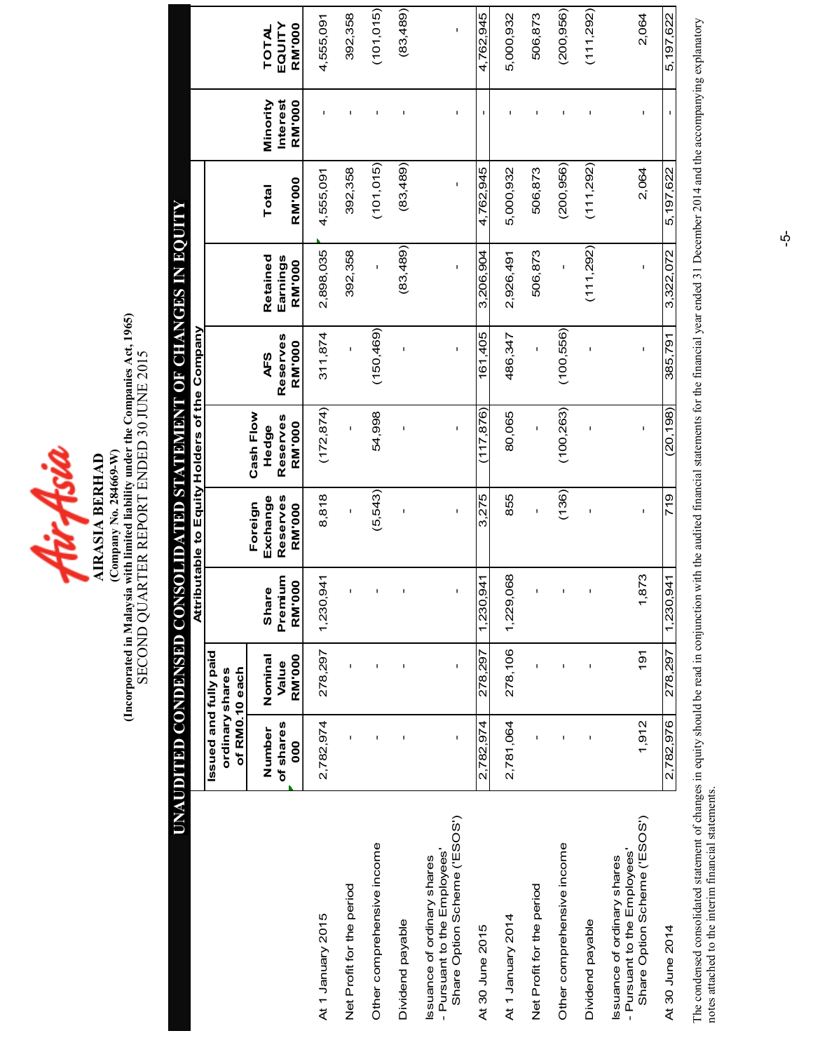# AIRASIA BERHAD

**(Company No. 284669-W)**

**(Incorporated in Malaysia with limited liability under the Companies Act, 1965)**

SECOND QUARTER REPORT ENDED 30 JUNE 2015

## UNAUDITED CONDENSED CONSOLIDATED STATEMENT OF CHANGES IN EQUITY

| | Attributable to Equity Holders of the Company | | | | | | | | | Minority Interest RM'000 | TOTAL EQUITY RM'000 |
|---|---|---|---|---|---|---|---|---|---|---|---|
| | Issued and fully paid ordinary shares of RM0.10 each | | | | | | | | | | |
| | Number of shares 000 | Nominal Value RM'000 | Share Premium RM'000 | Foreign Exchange Reserves RM'000 | Cash Flow Hedge Reserves RM'000 | AFS Reserves RM'000 | Retained Earnings RM'000 | Total RM'000 | | | |
| At 1 January 2015 | 2,782,974 | 278,297 | 1,230,941 | 8,818 | (172,874) | 311,874 | 2,898,035 | 4,555,091 | | - | 4,555,091 |
| Net Profit for the period | - | - | - | - | - | - | 392,358 | 392,358 | | - | 392,358 |
| Other comprehensive income | - | - | - | (5,543) | 54,998 | (150,469) | - | (101,015) | | - | (101,015) |
| Dividend payable | - | - | - | - | - | - | (83,489) | (83,489) | | - | (83,489) |
| Issuance of ordinary shares - Pursuant to the Employees' Share Option Scheme ('ESOS') | - | - | - | - | - | - | - | - | | - | - |
| At 30 June 2015 | 2,782,974 | 278,297 | 1,230,941 | 3,275 | (117,876) | 161,405 | 3,206,904 | 4,762,945 | | - | 4,762,945 |
| At 1 January 2014 | 2,781,064 | 278,106 | 1,229,068 | 855 | 80,065 | 486,347 | 2,926,491 | 5,000,932 | | - | 5,000,932 |
| Net Profit for the period | - | - | - | - | - | - | 506,873 | 506,873 | | - | 506,873 |
| Other comprehensive income | - | - | - | (136) | (100,263) | (100,556) | - | (200,956) | | - | (200,956) |
| Dividend payable | - | - | - | - | - | - | (111,292) | (111,292) | | - | (111,292) |
| Issuance of ordinary shares - Pursuant to the Employees' Share Option Scheme ('ESOS') | 1,912 | 191 | 1,873 | - | - | - | - | 2,064 | | - | 2,064 |
| At 30 June 2014 | 2,782,976 | 278,297 | 1,230,941 | 719 | (20,198) | 385,791 | 3,322,072 | 5,197,622 | | - | 5,197,622 |

The condensed consolidated statement of changes in equity should be read in conjunction with the audited financial statements for the financial year ended 31 December 2014 and the accompanying explanatory notes attached to the interim financial statements.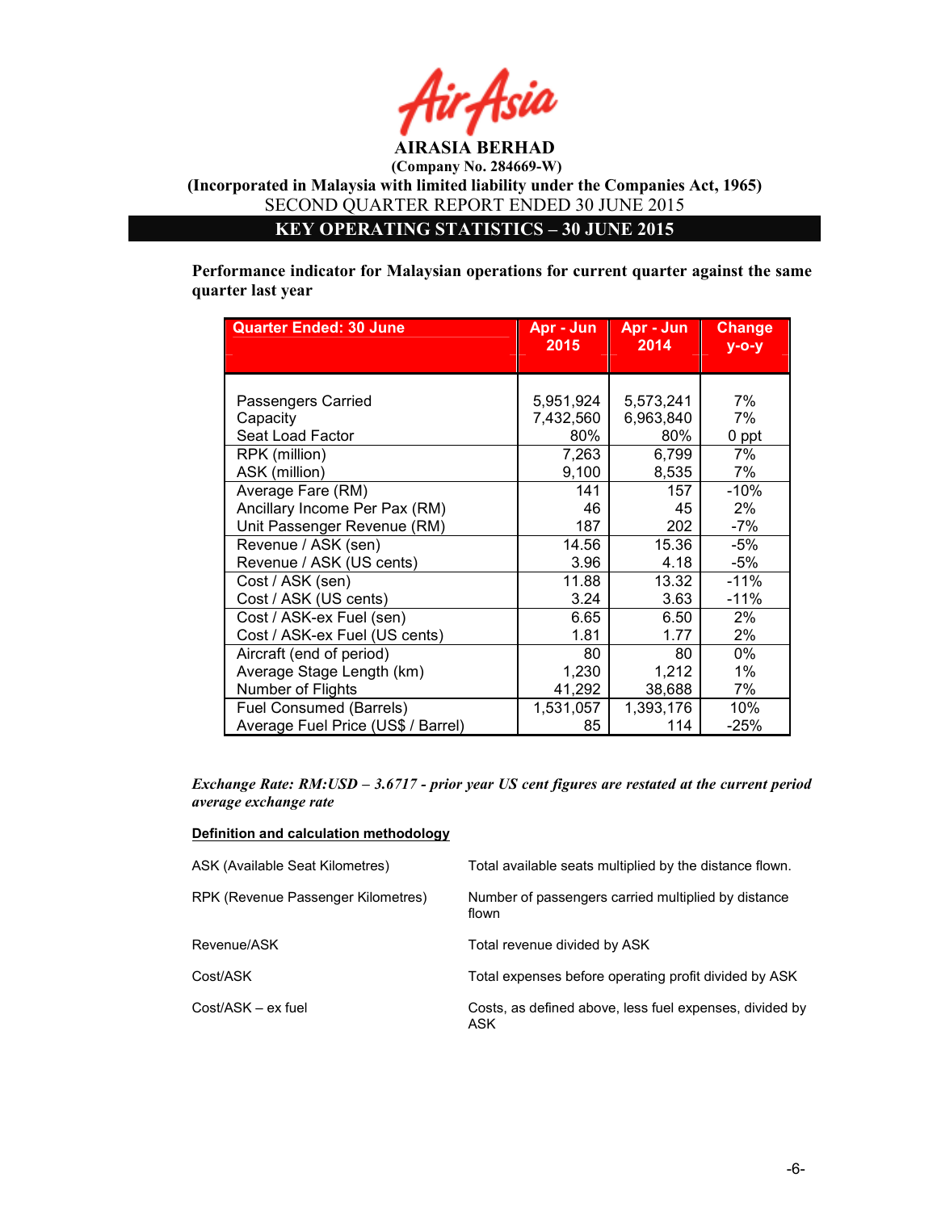**AIRASIA BERHAD**

**(Company No. 284669-W)**

**(Incorporated in Malaysia with limited liability under the Companies Act, 1965)**

SECOND QUARTER REPORT ENDED 30 JUNE 2015

## KEY OPERATING STATISTICS – 30 JUNE 2015

**Performance indicator for Malaysian operations for current quarter against the same quarter last year**

| Quarter Ended: 30 June | Apr - Jun 2015 | Apr - Jun 2014 | Change y-o-y |
|---|---|---|---|
| Passengers Carried | 5,951,924 | 5,573,241 | 7% |
| Capacity | 7,432,560 | 6,963,840 | 7% |
| Seat Load Factor | 80% | 80% | 0 ppt |
| RPK (million) | 7,263 | 6,799 | 7% |
| ASK (million) | 9,100 | 8,535 | 7% |
| Average Fare (RM) | 141 | 157 | -10% |
| Ancillary Income Per Pax (RM) | 46 | 45 | 2% |
| Unit Passenger Revenue (RM) | 187 | 202 | -7% |
| Revenue / ASK (sen) | 14.56 | 15.36 | -5% |
| Revenue / ASK (US cents) | 3.96 | 4.18 | -5% |
| Cost / ASK (sen) | 11.88 | 13.32 | -11% |
| Cost / ASK (US cents) | 3.24 | 3.63 | -11% |
| Cost / ASK-ex Fuel (sen) | 6.65 | 6.50 | 2% |
| Cost / ASK-ex Fuel (US cents) | 1.81 | 1.77 | 2% |
| Aircraft (end of period) | 80 | 80 | 0% |
| Average Stage Length (km) | 1,230 | 1,212 | 1% |
| Number of Flights | 41,292 | 38,688 | 7% |
| Fuel Consumed (Barrels) | 1,531,057 | 1,393,176 | 10% |
| Average Fuel Price (US$ / Barrel) | 85 | 114 | -25% |

***Exchange Rate: RM:USD – 3.6717 - prior year US cent figures are restated at the current period average exchange rate***

**Definition and calculation methodology**

| | |
|---|---|
| ASK (Available Seat Kilometres) | Total available seats multiplied by the distance flown. |
| RPK (Revenue Passenger Kilometres) | Number of passengers carried multiplied by distance flown |
| Revenue/ASK | Total revenue divided by ASK |
| Cost/ASK | Total expenses before operating profit divided by ASK |
| Cost/ASK – ex fuel | Costs, as defined above, less fuel expenses, divided by ASK |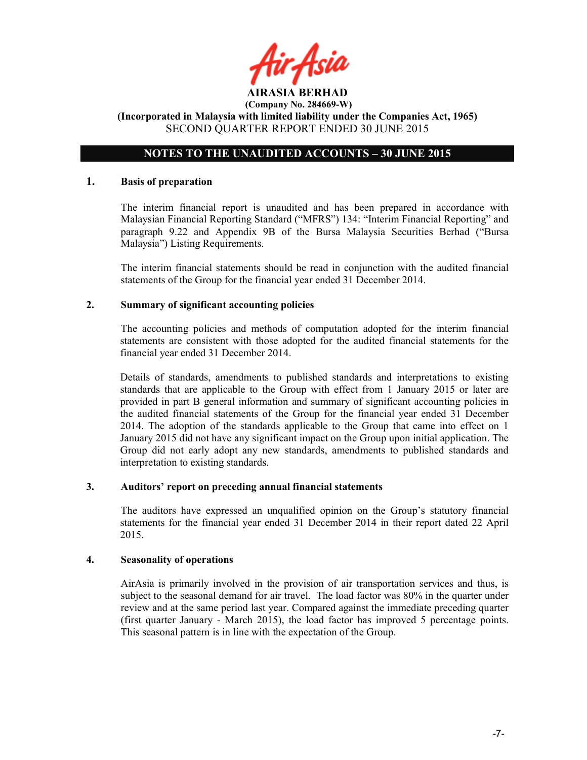**AIRASIA BERHAD**
**(Company No. 284669-W)**
**(Incorporated in Malaysia with limited liability under the Companies Act, 1965)**
SECOND QUARTER REPORT ENDED 30 JUNE 2015

## NOTES TO THE UNAUDITED ACCOUNTS – 30 JUNE 2015

### 1. Basis of preparation

The interim financial report is unaudited and has been prepared in accordance with Malaysian Financial Reporting Standard ("MFRS") 134: "Interim Financial Reporting" and paragraph 9.22 and Appendix 9B of the Bursa Malaysia Securities Berhad ("Bursa Malaysia") Listing Requirements.

The interim financial statements should be read in conjunction with the audited financial statements of the Group for the financial year ended 31 December 2014.

### 2. Summary of significant accounting policies

The accounting policies and methods of computation adopted for the interim financial statements are consistent with those adopted for the audited financial statements for the financial year ended 31 December 2014.

Details of standards, amendments to published standards and interpretations to existing standards that are applicable to the Group with effect from 1 January 2015 or later are provided in part B general information and summary of significant accounting policies in the audited financial statements of the Group for the financial year ended 31 December 2014. The adoption of the standards applicable to the Group that came into effect on 1 January 2015 did not have any significant impact on the Group upon initial application. The Group did not early adopt any new standards, amendments to published standards and interpretation to existing standards.

### 3. Auditors' report on preceding annual financial statements

The auditors have expressed an unqualified opinion on the Group's statutory financial statements for the financial year ended 31 December 2014 in their report dated 22 April 2015.

### 4. Seasonality of operations

AirAsia is primarily involved in the provision of air transportation services and thus, is subject to the seasonal demand for air travel. The load factor was 80% in the quarter under review and at the same period last year. Compared against the immediate preceding quarter (first quarter January - March 2015), the load factor has improved 5 percentage points. This seasonal pattern is in line with the expectation of the Group.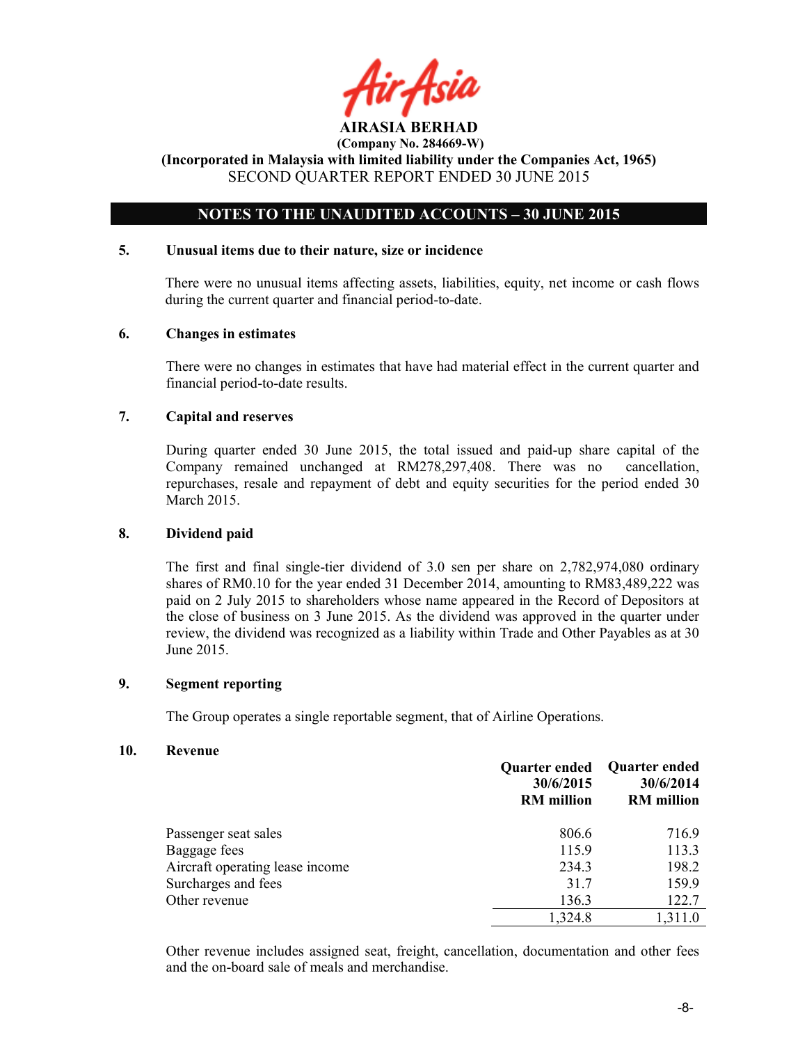**AIRASIA BERHAD**
**(Company No. 284669-W)**
**(Incorporated in Malaysia with limited liability under the Companies Act, 1965)**
SECOND QUARTER REPORT ENDED 30 JUNE 2015

## NOTES TO THE UNAUDITED ACCOUNTS – 30 JUNE 2015

### 5. Unusual items due to their nature, size or incidence

There were no unusual items affecting assets, liabilities, equity, net income or cash flows during the current quarter and financial period-to-date.

### 6. Changes in estimates

There were no changes in estimates that have had material effect in the current quarter and financial period-to-date results.

### 7. Capital and reserves

During quarter ended 30 June 2015, the total issued and paid-up share capital of the Company remained unchanged at RM278,297,408. There was no cancellation, repurchases, resale and repayment of debt and equity securities for the period ended 30 March 2015.

### 8. Dividend paid

The first and final single-tier dividend of 3.0 sen per share on 2,782,974,080 ordinary shares of RM0.10 for the year ended 31 December 2014, amounting to RM83,489,222 was paid on 2 July 2015 to shareholders whose name appeared in the Record of Depositors at the close of business on 3 June 2015. As the dividend was approved in the quarter under review, the dividend was recognized as a liability within Trade and Other Payables as at 30 June 2015.

### 9. Segment reporting

The Group operates a single reportable segment, that of Airline Operations.

### 10. Revenue

| | Quarter ended 30/6/2015 RM million | Quarter ended 30/6/2014 RM million |
|---|---|---|
| Passenger seat sales | 806.6 | 716.9 |
| Baggage fees | 115.9 | 113.3 |
| Aircraft operating lease income | 234.3 | 198.2 |
| Surcharges and fees | 31.7 | 159.9 |
| Other revenue | 136.3 | 122.7 |
| | 1,324.8 | 1,311.0 |

Other revenue includes assigned seat, freight, cancellation, documentation and other fees and the on-board sale of meals and merchandise.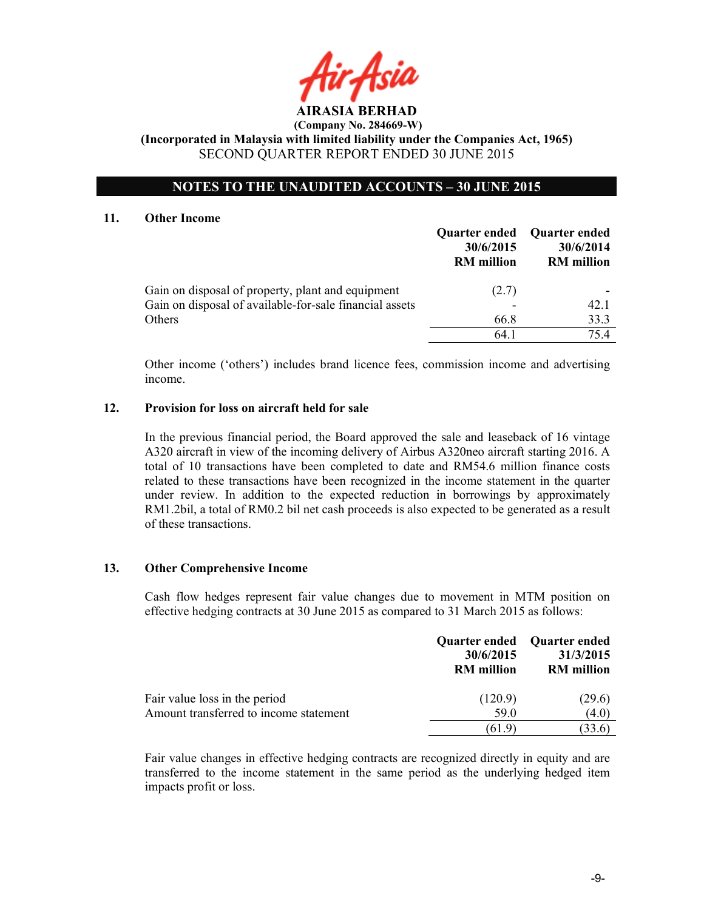**AIRASIA BERHAD**
**(Company No. 284669-W)**
**(Incorporated in Malaysia with limited liability under the Companies Act, 1965)**
SECOND QUARTER REPORT ENDED 30 JUNE 2015

## NOTES TO THE UNAUDITED ACCOUNTS – 30 JUNE 2015

### 11. Other Income

| | Quarter ended 30/6/2015 RM million | Quarter ended 30/6/2014 RM million |
|---|---|---|
| Gain on disposal of property, plant and equipment | (2.7) | - |
| Gain on disposal of available-for-sale financial assets | - | 42.1 |
| Others | 66.8 | 33.3 |
| | 64.1 | 75.4 |

Other income ('others') includes brand licence fees, commission income and advertising income.

### 12. Provision for loss on aircraft held for sale

In the previous financial period, the Board approved the sale and leaseback of 16 vintage A320 aircraft in view of the incoming delivery of Airbus A320neo aircraft starting 2016. A total of 10 transactions have been completed to date and RM54.6 million finance costs related to these transactions have been recognized in the income statement in the quarter under review. In addition to the expected reduction in borrowings by approximately RM1.2bil, a total of RM0.2 bil net cash proceeds is also expected to be generated as a result of these transactions.

### 13. Other Comprehensive Income

Cash flow hedges represent fair value changes due to movement in MTM position on effective hedging contracts at 30 June 2015 as compared to 31 March 2015 as follows:

| | Quarter ended 30/6/2015 RM million | Quarter ended 31/3/2015 RM million |
|---|---|---|
| Fair value loss in the period | (120.9) | (29.6) |
| Amount transferred to income statement | 59.0 | (4.0) |
| | (61.9) | (33.6) |

Fair value changes in effective hedging contracts are recognized directly in equity and are transferred to the income statement in the same period as the underlying hedged item impacts profit or loss.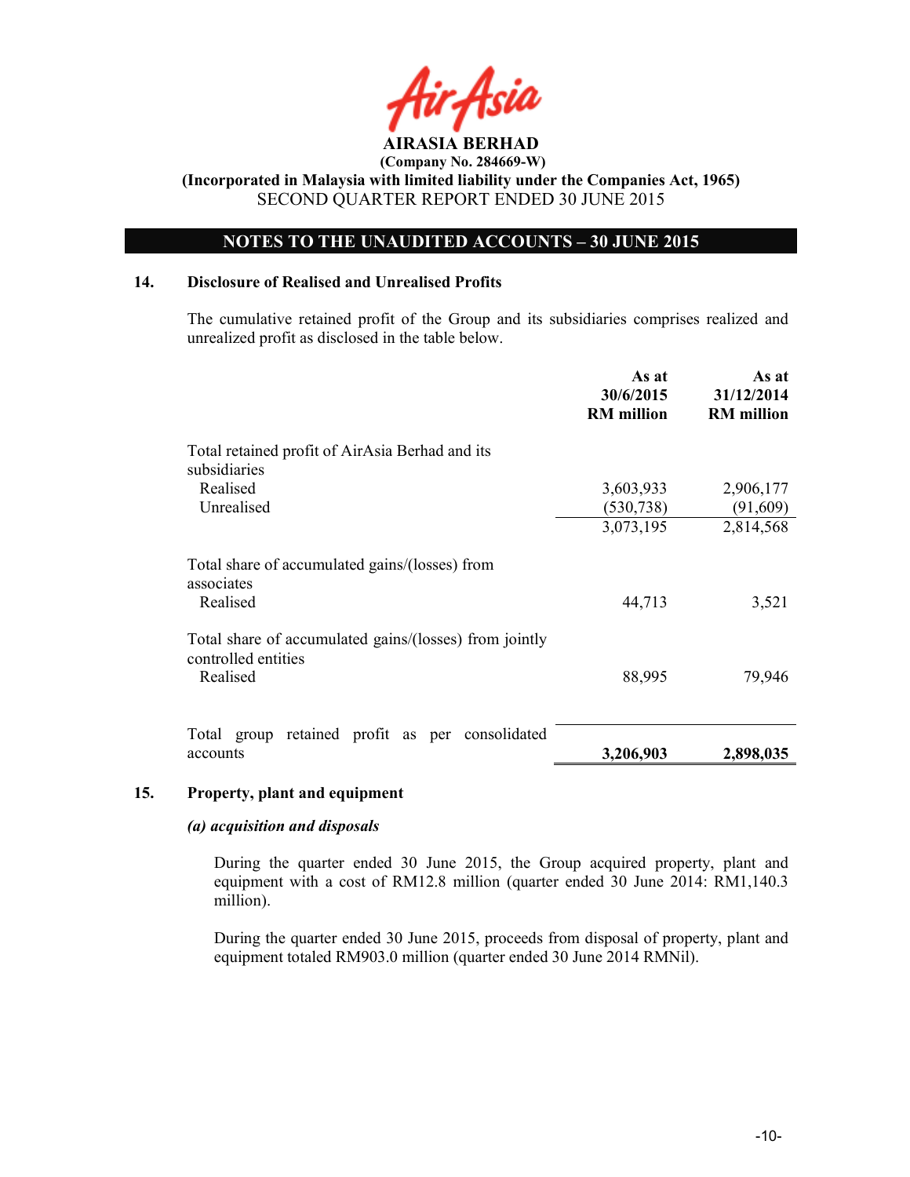**AIRASIA BERHAD**
**(Company No. 284669-W)**
**(Incorporated in Malaysia with limited liability under the Companies Act, 1965)**
SECOND QUARTER REPORT ENDED 30 JUNE 2015

## NOTES TO THE UNAUDITED ACCOUNTS – 30 JUNE 2015

### 14. Disclosure of Realised and Unrealised Profits

The cumulative retained profit of the Group and its subsidiaries comprises realized and unrealized profit as disclosed in the table below.

| | As at 30/6/2015 RM million | As at 31/12/2014 RM million |
|---|---|---|
| Total retained profit of AirAsia Berhad and its subsidiaries | | |
| Realised | 3,603,933 | 2,906,177 |
| Unrealised | (530,738) | (91,609) |
| | 3,073,195 | 2,814,568 |
| Total share of accumulated gains/(losses) from associates | | |
| Realised | 44,713 | 3,521 |
| Total share of accumulated gains/(losses) from jointly controlled entities | | |
| Realised | 88,995 | 79,946 |
| Total group retained profit as per consolidated accounts | **3,206,903** | **2,898,035** |

### 15. Property, plant and equipment

***(a) acquisition and disposals***

During the quarter ended 30 June 2015, the Group acquired property, plant and equipment with a cost of RM12.8 million (quarter ended 30 June 2014: RM1,140.3 million).

During the quarter ended 30 June 2015, proceeds from disposal of property, plant and equipment totaled RM903.0 million (quarter ended 30 June 2014 RMNil).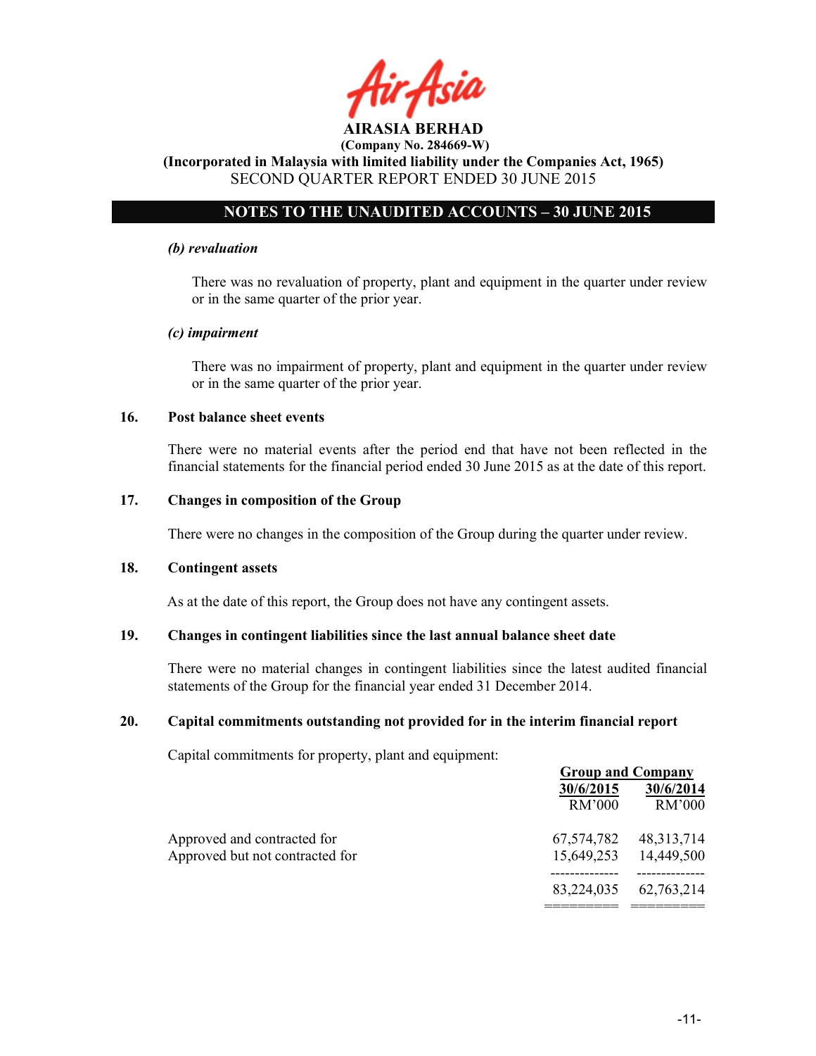*(b) revaluation*

There was no revaluation of property, plant and equipment in the quarter under review or in the same quarter of the prior year.

*(c) impairment*

There was no impairment of property, plant and equipment in the quarter under review or in the same quarter of the prior year.

## 16. Post balance sheet events

There were no material events after the period end that have not been reflected in the financial statements for the financial period ended 30 June 2015 as at the date of this report.

## 17. Changes in composition of the Group

There were no changes in the composition of the Group during the quarter under review.

## 18. Contingent assets

As at the date of this report, the Group does not have any contingent assets.

## 19. Changes in contingent liabilities since the last annual balance sheet date

There were no material changes in contingent liabilities since the latest audited financial statements of the Group for the financial year ended 31 December 2014.

## 20. Capital commitments outstanding not provided for in the interim financial report

Capital commitments for property, plant and equipment:

| | Group and Company | |
|---|---|---|
| | 30/6/2015 | 30/6/2014 |
| | RM'000 | RM'000 |
| Approved and contracted for | 67,574,782 | 48,313,714 |
| Approved but not contracted for | 15,649,253 | 14,449,500 |
| | 83,224,035 | 62,763,214 |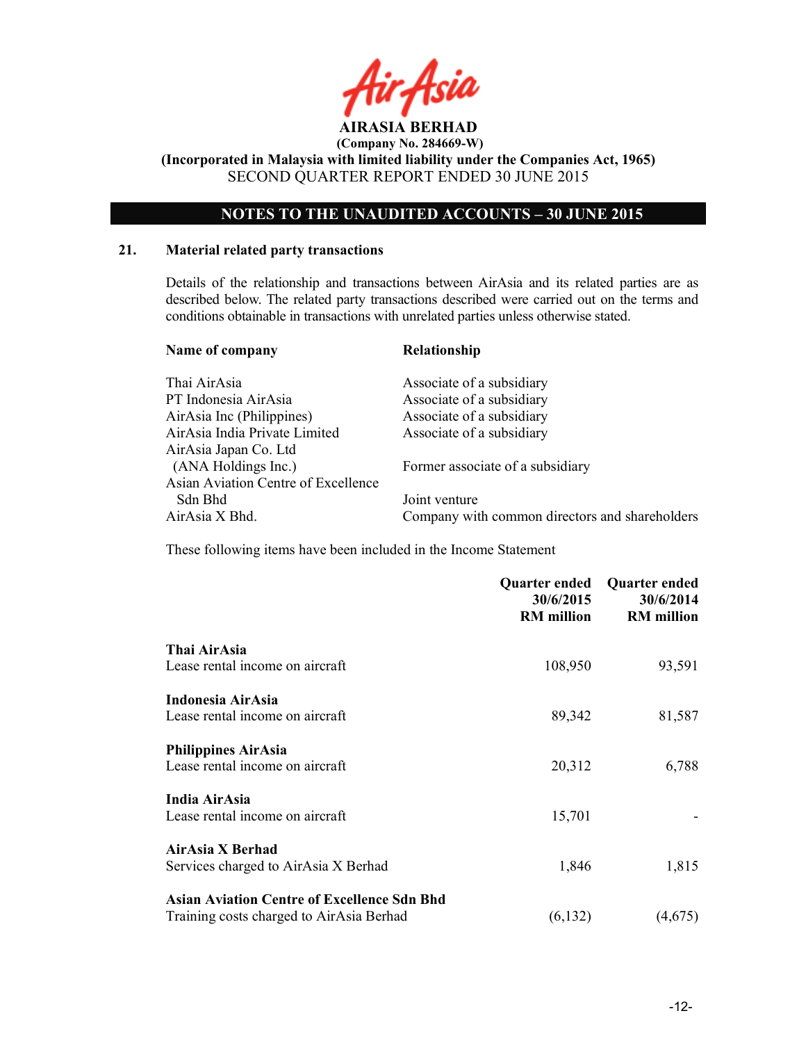**AIRASIA BERHAD**

**(Company No. 284669-W)**

**(Incorporated in Malaysia with limited liability under the Companies Act, 1965)**

SECOND QUARTER REPORT ENDED 30 JUNE 2015

## NOTES TO THE UNAUDITED ACCOUNTS – 30 JUNE 2015

### 21. Material related party transactions

Details of the relationship and transactions between AirAsia and its related parties are as described below. The related party transactions described were carried out on the terms and conditions obtainable in transactions with unrelated parties unless otherwise stated.

| Name of company | Relationship |
|---|---|
| Thai AirAsia | Associate of a subsidiary |
| PT Indonesia AirAsia | Associate of a subsidiary |
| AirAsia Inc (Philippines) | Associate of a subsidiary |
| AirAsia India Private Limited | Associate of a subsidiary |
| AirAsia Japan Co. Ltd (ANA Holdings Inc.) | Former associate of a subsidiary |
| Asian Aviation Centre of Excellence Sdn Bhd | Joint venture |
| AirAsia X Bhd. | Company with common directors and shareholders |

These following items have been included in the Income Statement

| | Quarter ended 30/6/2015 RM million | Quarter ended 30/6/2014 RM million |
|---|---:|---:|
| **Thai AirAsia** | | |
| Lease rental income on aircraft | 108,950 | 93,591 |
| **Indonesia AirAsia** | | |
| Lease rental income on aircraft | 89,342 | 81,587 |
| **Philippines AirAsia** | | |
| Lease rental income on aircraft | 20,312 | 6,788 |
| **India AirAsia** | | |
| Lease rental income on aircraft | 15,701 | - |
| **AirAsia X Berhad** | | |
| Services charged to AirAsia X Berhad | 1,846 | 1,815 |
| **Asian Aviation Centre of Excellence Sdn Bhd** | | |
| Training costs charged to AirAsia Berhad | (6,132) | (4,675) |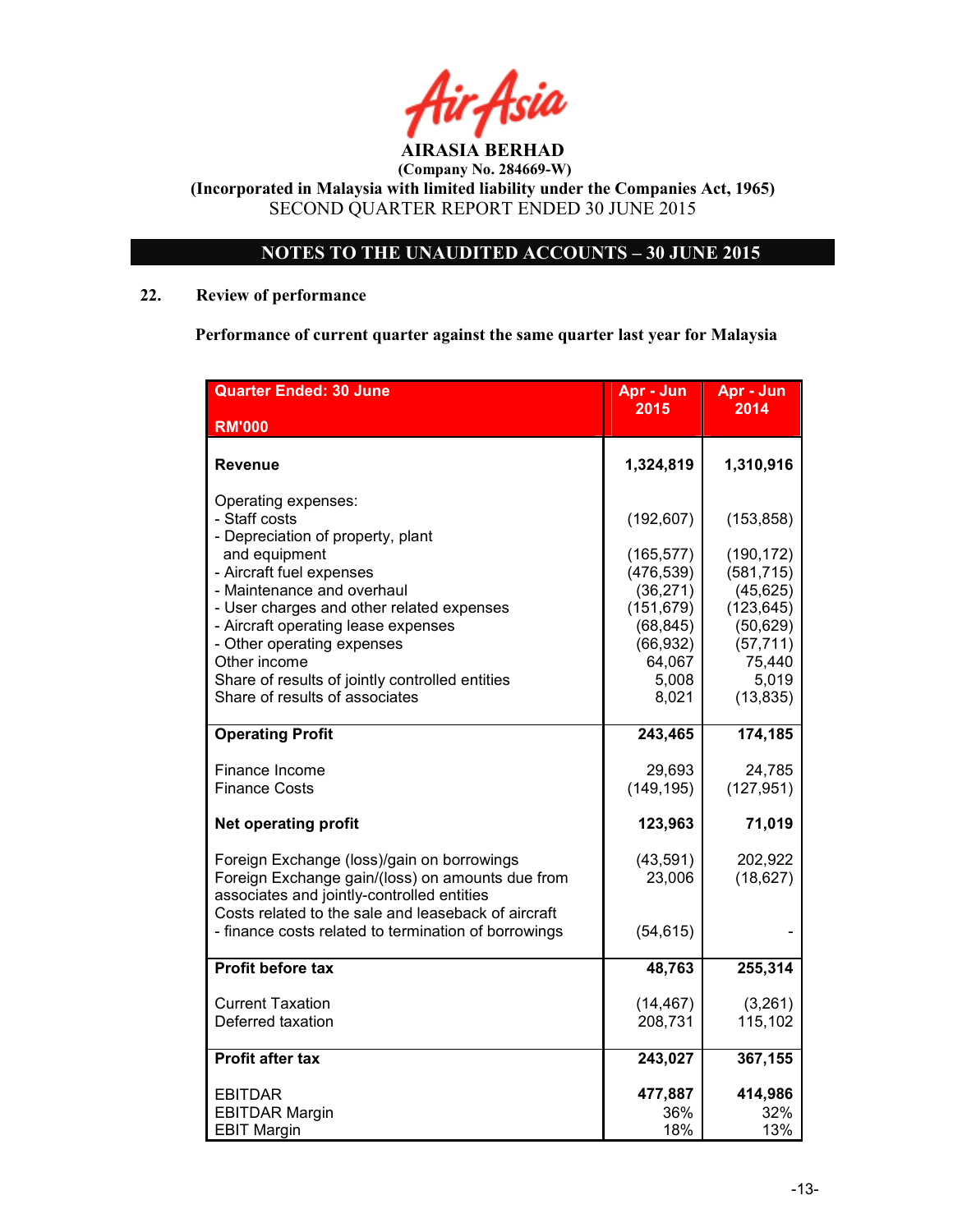**AIRASIA BERHAD**

**(Company No. 284669-W)**

**(Incorporated in Malaysia with limited liability under the Companies Act, 1965)**

SECOND QUARTER REPORT ENDED 30 JUNE 2015

## NOTES TO THE UNAUDITED ACCOUNTS – 30 JUNE 2015

### 22. Review of performance

**Performance of current quarter against the same quarter last year for Malaysia**

| Quarter Ended: 30 June<br>RM'000 | Apr - Jun 2015 | Apr - Jun 2014 |
|---|---|---|
| **Revenue** | **1,324,819** | **1,310,916** |
| Operating expenses: | | |
| - Staff costs | (192,607) | (153,858) |
| - Depreciation of property, plant and equipment | (165,577) | (190,172) |
| - Aircraft fuel expenses | (476,539) | (581,715) |
| - Maintenance and overhaul | (36,271) | (45,625) |
| - User charges and other related expenses | (151,679) | (123,645) |
| - Aircraft operating lease expenses | (68,845) | (50,629) |
| - Other operating expenses | (66,932) | (57,711) |
| Other income | 64,067 | 75,440 |
| Share of results of jointly controlled entities | 5,008 | 5,019 |
| Share of results of associates | 8,021 | (13,835) |
| **Operating Profit** | **243,465** | **174,185** |
| Finance Income | 29,693 | 24,785 |
| Finance Costs | (149,195) | (127,951) |
| **Net operating profit** | **123,963** | **71,019** |
| Foreign Exchange (loss)/gain on borrowings | (43,591) | 202,922 |
| Foreign Exchange gain/(loss) on amounts due from associates and jointly-controlled entities | 23,006 | (18,627) |
| Costs related to the sale and leaseback of aircraft | | |
| - finance costs related to termination of borrowings | (54,615) | - |
| **Profit before tax** | **48,763** | **255,314** |
| Current Taxation | (14,467) | (3,261) |
| Deferred taxation | 208,731 | 115,102 |
| **Profit after tax** | **243,027** | **367,155** |
| EBITDAR | **477,887** | **414,986** |
| EBITDAR Margin | 36% | 32% |
| EBIT Margin | 18% | 13% |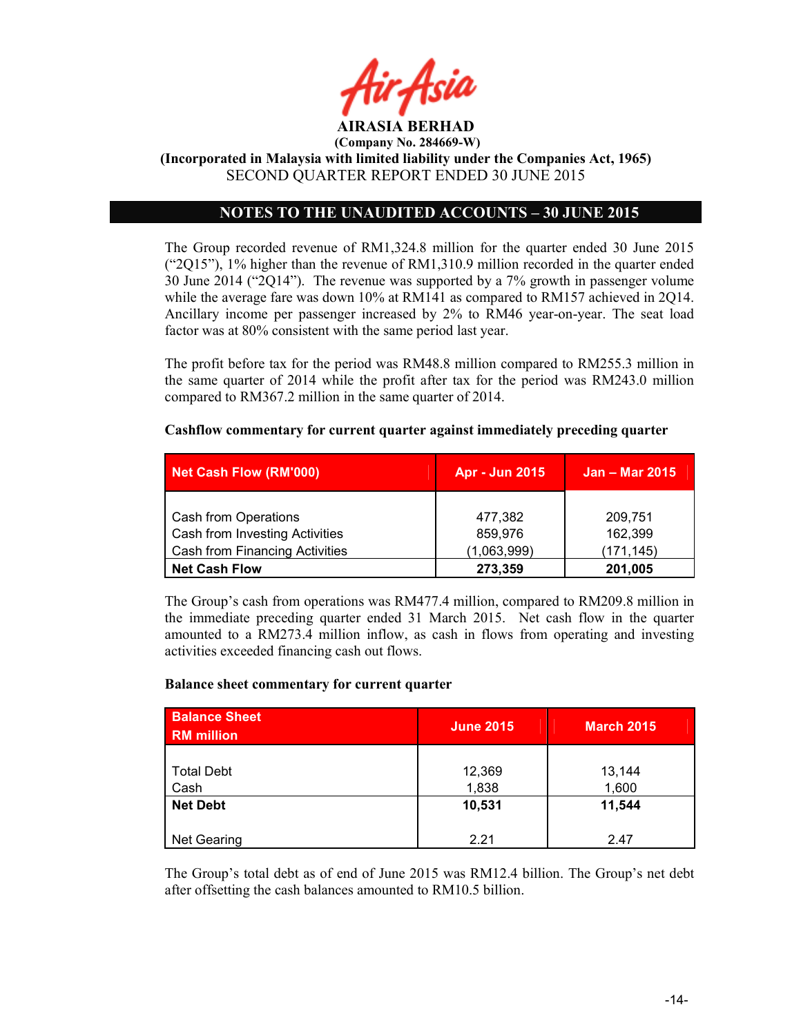**AIRASIA BERHAD**
**(Company No. 284669-W)**
**(Incorporated in Malaysia with limited liability under the Companies Act, 1965)**
SECOND QUARTER REPORT ENDED 30 JUNE 2015

## NOTES TO THE UNAUDITED ACCOUNTS – 30 JUNE 2015

The Group recorded revenue of RM1,324.8 million for the quarter ended 30 June 2015 ("2Q15"), 1% higher than the revenue of RM1,310.9 million recorded in the quarter ended 30 June 2014 ("2Q14"). The revenue was supported by a 7% growth in passenger volume while the average fare was down 10% at RM141 as compared to RM157 achieved in 2Q14. Ancillary income per passenger increased by 2% to RM46 year-on-year. The seat load factor was at 80% consistent with the same period last year.

The profit before tax for the period was RM48.8 million compared to RM255.3 million in the same quarter of 2014 while the profit after tax for the period was RM243.0 million compared to RM367.2 million in the same quarter of 2014.

**Cashflow commentary for current quarter against immediately preceding quarter**

| Net Cash Flow (RM'000) | Apr - Jun 2015 | Jan – Mar 2015 |
|---|---|---|
| Cash from Operations | 477,382 | 209,751 |
| Cash from Investing Activities | 859,976 | 162,399 |
| Cash from Financing Activities | (1,063,999) | (171,145) |
| **Net Cash Flow** | **273,359** | **201,005** |

The Group's cash from operations was RM477.4 million, compared to RM209.8 million in the immediate preceding quarter ended 31 March 2015. Net cash flow in the quarter amounted to a RM273.4 million inflow, as cash in flows from operating and investing activities exceeded financing cash out flows.

**Balance sheet commentary for current quarter**

| Balance Sheet RM million | June 2015 | March 2015 |
|---|---|---|
| Total Debt | 12,369 | 13,144 |
| Cash | 1,838 | 1,600 |
| **Net Debt** | **10,531** | **11,544** |
| Net Gearing | 2.21 | 2.47 |

The Group's total debt as of end of June 2015 was RM12.4 billion. The Group's net debt after offsetting the cash balances amounted to RM10.5 billion.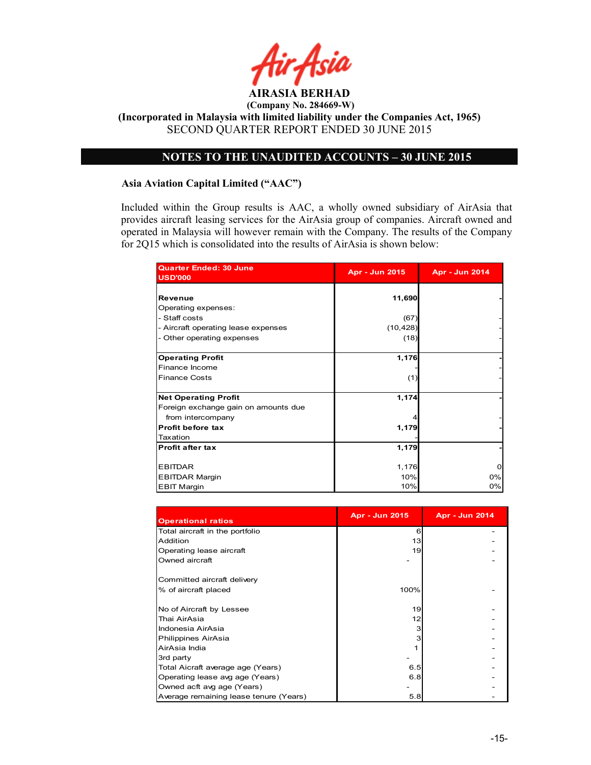# AIRASIA BERHAD

**(Company No. 284669-W)**

**(Incorporated in Malaysia with limited liability under the Companies Act, 1965)**

SECOND QUARTER REPORT ENDED 30 JUNE 2015

## NOTES TO THE UNAUDITED ACCOUNTS – 30 JUNE 2015

### Asia Aviation Capital Limited ("AAC")

Included within the Group results is AAC, a wholly owned subsidiary of AirAsia that provides aircraft leasing services for the AirAsia group of companies. Aircraft owned and operated in Malaysia will however remain with the Company. The results of the Company for 2Q15 which is consolidated into the results of AirAsia is shown below:

| Quarter Ended: 30 June USD'000 | Apr - Jun 2015 | Apr - Jun 2014 |
|---|---|---|
| **Revenue** | **11,690** | **-** |
| Operating expenses: | | |
| - Staff costs | (67) | - |
| - Aircraft operating lease expenses | (10,428) | - |
| - Other operating expenses | (18) | - |
| **Operating Profit** | **1,176** | **-** |
| Finance Income | - | - |
| Finance Costs | (1) | - |
| **Net Operating Profit** | **1,174** | **-** |
| Foreign exchange gain on amounts due from intercompany | 4 | - |
| **Profit before tax** | **1,179** | **-** |
| Taxation | - | |
| **Profit after tax** | **1,179** | **-** |
| EBITDAR | 1,176 | 0 |
| EBITDAR Margin | 10% | 0% |
| EBIT Margin | 10% | 0% |

| Operational ratios | Apr - Jun 2015 | Apr - Jun 2014 |
|---|---|---|
| Total aircraft in the portfolio | 6 | - |
| Addition | 13 | - |
| Operating lease aircraft | 19 | - |
| Owned aircraft | - | - |
| Committed aircraft delivery | | |
| % of aircraft placed | 100% | - |
| No of Aircraft by Lessee | 19 | - |
| Thai AirAsia | 12 | - |
| Indonesia AirAsia | 3 | - |
| Philippines AirAsia | 3 | - |
| AirAsia India | 1 | - |
| 3rd party | - | - |
| Total Aicraft average age (Years) | 6.5 | - |
| Operating lease avg age (Years) | 6.8 | - |
| Owned acft avg age (Years) | - | - |
| Average remaining lease tenure (Years) | 5.8 | - |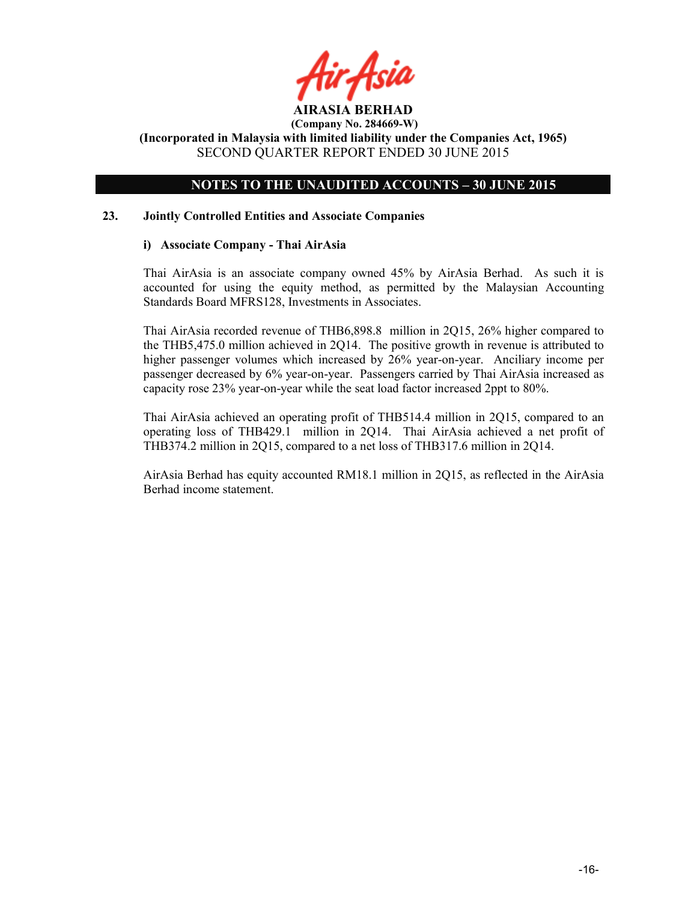**AIRASIA BERHAD**
**(Company No. 284669-W)**
**(Incorporated in Malaysia with limited liability under the Companies Act, 1965)**
SECOND QUARTER REPORT ENDED 30 JUNE 2015

## NOTES TO THE UNAUDITED ACCOUNTS – 30 JUNE 2015

### 23. Jointly Controlled Entities and Associate Companies

#### i) Associate Company - Thai AirAsia

Thai AirAsia is an associate company owned 45% by AirAsia Berhad. As such it is accounted for using the equity method, as permitted by the Malaysian Accounting Standards Board MFRS128, Investments in Associates.

Thai AirAsia recorded revenue of THB6,898.8 million in 2Q15, 26% higher compared to the THB5,475.0 million achieved in 2Q14. The positive growth in revenue is attributed to higher passenger volumes which increased by 26% year-on-year. Anciliary income per passenger decreased by 6% year-on-year. Passengers carried by Thai AirAsia increased as capacity rose 23% year-on-year while the seat load factor increased 2ppt to 80%.

Thai AirAsia achieved an operating profit of THB514.4 million in 2Q15, compared to an operating loss of THB429.1 million in 2Q14. Thai AirAsia achieved a net profit of THB374.2 million in 2Q15, compared to a net loss of THB317.6 million in 2Q14.

AirAsia Berhad has equity accounted RM18.1 million in 2Q15, as reflected in the AirAsia Berhad income statement.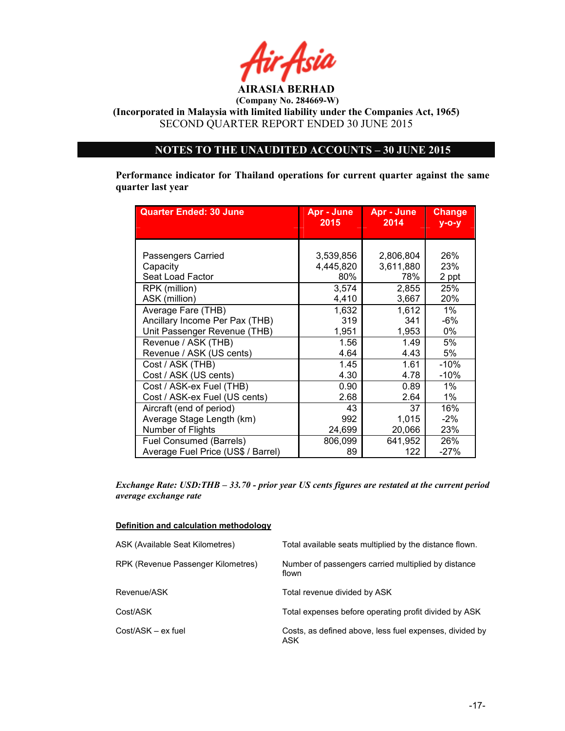AIRASIA BERHAD
(Company No. 284669-W)
(Incorporated in Malaysia with limited liability under the Companies Act, 1965)
SECOND QUARTER REPORT ENDED 30 JUNE 2015

## NOTES TO THE UNAUDITED ACCOUNTS – 30 JUNE 2015

**Performance indicator for Thailand operations for current quarter against the same quarter last year**

| Quarter Ended: 30 June | Apr - June 2015 | Apr - June 2014 | Change y-o-y |
|---|---|---|---|
| Passengers Carried | 3,539,856 | 2,806,804 | 26% |
| Capacity | 4,445,820 | 3,611,880 | 23% |
| Seat Load Factor | 80% | 78% | 2 ppt |
| RPK (million) | 3,574 | 2,855 | 25% |
| ASK (million) | 4,410 | 3,667 | 20% |
| Average Fare (THB) | 1,632 | 1,612 | 1% |
| Ancillary Income Per Pax (THB) | 319 | 341 | -6% |
| Unit Passenger Revenue (THB) | 1,951 | 1,953 | 0% |
| Revenue / ASK (THB) | 1.56 | 1.49 | 5% |
| Revenue / ASK (US cents) | 4.64 | 4.43 | 5% |
| Cost / ASK (THB) | 1.45 | 1.61 | -10% |
| Cost / ASK (US cents) | 4.30 | 4.78 | -10% |
| Cost / ASK-ex Fuel (THB) | 0.90 | 0.89 | 1% |
| Cost / ASK-ex Fuel (US cents) | 2.68 | 2.64 | 1% |
| Aircraft (end of period) | 43 | 37 | 16% |
| Average Stage Length (km) | 992 | 1,015 | -2% |
| Number of Flights | 24,699 | 20,066 | 23% |
| Fuel Consumed (Barrels) | 806,099 | 641,952 | 26% |
| Average Fuel Price (US$ / Barrel) | 89 | 122 | -27% |

*Exchange Rate: USD:THB – 33.70 - prior year US cents figures are restated at the current period average exchange rate*

**Definition and calculation methodology**

| | |
|---|---|
| ASK (Available Seat Kilometres) | Total available seats multiplied by the distance flown. |
| RPK (Revenue Passenger Kilometres) | Number of passengers carried multiplied by distance flown |
| Revenue/ASK | Total revenue divided by ASK |
| Cost/ASK | Total expenses before operating profit divided by ASK |
| Cost/ASK – ex fuel | Costs, as defined above, less fuel expenses, divided by ASK |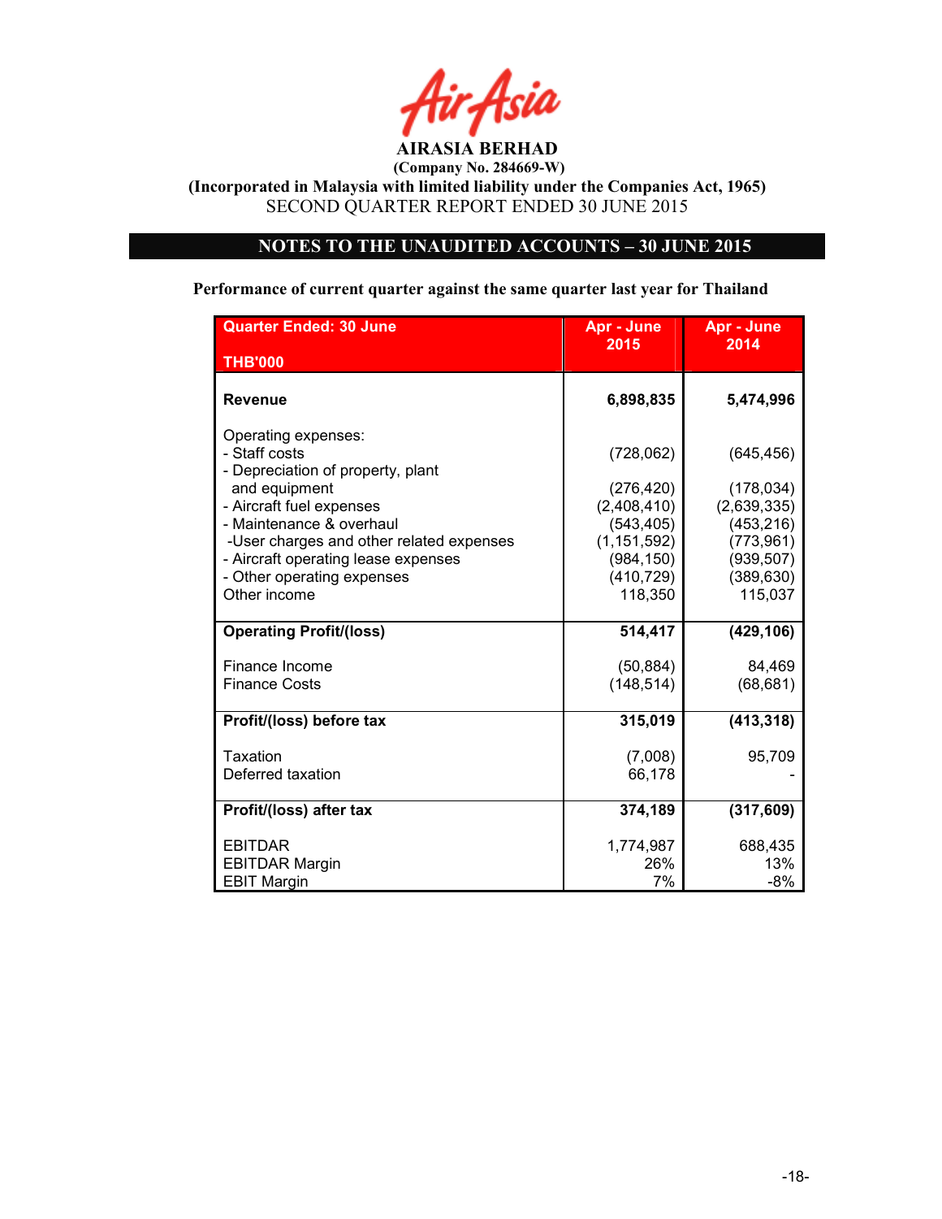**AIRASIA BERHAD**
**(Company No. 284669-W)**
**(Incorporated in Malaysia with limited liability under the Companies Act, 1965)**
SECOND QUARTER REPORT ENDED 30 JUNE 2015

## NOTES TO THE UNAUDITED ACCOUNTS – 30 JUNE 2015

**Performance of current quarter against the same quarter last year for Thailand**

| Quarter Ended: 30 June<br><br>THB'000 | Apr - June 2015 | Apr - June 2014 |
|---|---|---|
| **Revenue** | **6,898,835** | **5,474,996** |
| Operating expenses: | | |
| - Staff costs | (728,062) | (645,456) |
| - Depreciation of property, plant and equipment | (276,420) | (178,034) |
| - Aircraft fuel expenses | (2,408,410) | (2,639,335) |
| - Maintenance & overhaul | (543,405) | (453,216) |
| -User charges and other related expenses | (1,151,592) | (773,961) |
| - Aircraft operating lease expenses | (984,150) | (939,507) |
| - Other operating expenses | (410,729) | (389,630) |
| Other income | 118,350 | 115,037 |
| **Operating Profit/(loss)** | **514,417** | **(429,106)** |
| Finance Income | (50,884) | 84,469 |
| Finance Costs | (148,514) | (68,681) |
| **Profit/(loss) before tax** | **315,019** | **(413,318)** |
| Taxation | (7,008) | 95,709 |
| Deferred taxation | 66,178 | - |
| **Profit/(loss) after tax** | **374,189** | **(317,609)** |
| EBITDAR | 1,774,987 | 688,435 |
| EBITDAR Margin | 26% | 13% |
| EBIT Margin | 7% | -8% |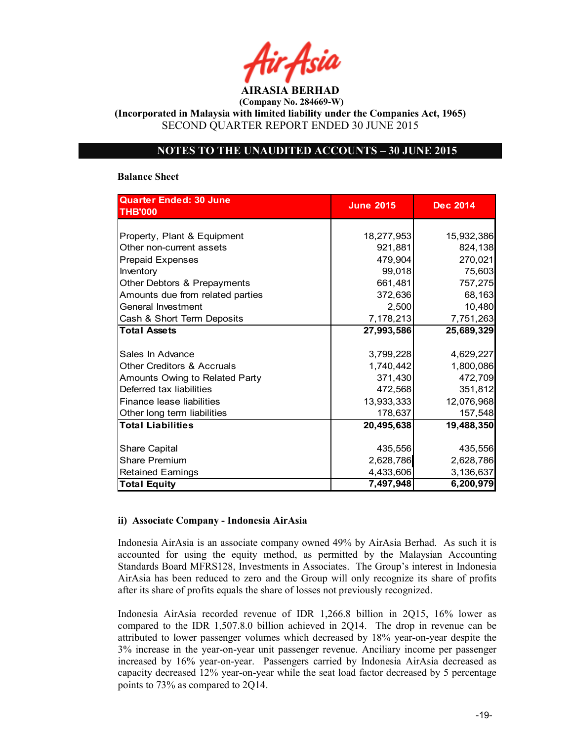**AIRASIA BERHAD**
**(Company No. 284669-W)**
**(Incorporated in Malaysia with limited liability under the Companies Act, 1965)**
SECOND QUARTER REPORT ENDED 30 JUNE 2015

## NOTES TO THE UNAUDITED ACCOUNTS – 30 JUNE 2015

**Balance Sheet**

| Quarter Ended: 30 June THB'000 | June 2015 | Dec 2014 |
|---|---|---|
| Property, Plant & Equipment | 18,277,953 | 15,932,386 |
| Other non-current assets | 921,881 | 824,138 |
| Prepaid Expenses | 479,904 | 270,021 |
| Inventory | 99,018 | 75,603 |
| Other Debtors & Prepayments | 661,481 | 757,275 |
| Amounts due from related parties | 372,636 | 68,163 |
| General Investment | 2,500 | 10,480 |
| Cash & Short Term Deposits | 7,178,213 | 7,751,263 |
| **Total Assets** | **27,993,586** | **25,689,329** |
| Sales In Advance | 3,799,228 | 4,629,227 |
| Other Creditors & Accruals | 1,740,442 | 1,800,086 |
| Amounts Owing to Related Party | 371,430 | 472,709 |
| Deferred tax liabilities | 472,568 | 351,812 |
| Finance lease liabilities | 13,933,333 | 12,076,968 |
| Other long term liabilities | 178,637 | 157,548 |
| **Total Liabilities** | **20,495,638** | **19,488,350** |
| Share Capital | 435,556 | 435,556 |
| Share Premium | 2,628,786 | 2,628,786 |
| Retained Earnings | 4,433,606 | 3,136,637 |
| **Total Equity** | **7,497,948** | **6,200,979** |

**ii) Associate Company - Indonesia AirAsia**

Indonesia AirAsia is an associate company owned 49% by AirAsia Berhad. As such it is accounted for using the equity method, as permitted by the Malaysian Accounting Standards Board MFRS128, Investments in Associates. The Group's interest in Indonesia AirAsia has been reduced to zero and the Group will only recognize its share of profits after its share of profits equals the share of losses not previously recognized.

Indonesia AirAsia recorded revenue of IDR 1,266.8 billion in 2Q15, 16% lower as compared to the IDR 1,507.8.0 billion achieved in 2Q14. The drop in revenue can be attributed to lower passenger volumes which decreased by 18% year-on-year despite the 3% increase in the year-on-year unit passenger revenue. Anciliary income per passenger increased by 16% year-on-year. Passengers carried by Indonesia AirAsia decreased as capacity decreased 12% year-on-year while the seat load factor decreased by 5 percentage points to 73% as compared to 2Q14.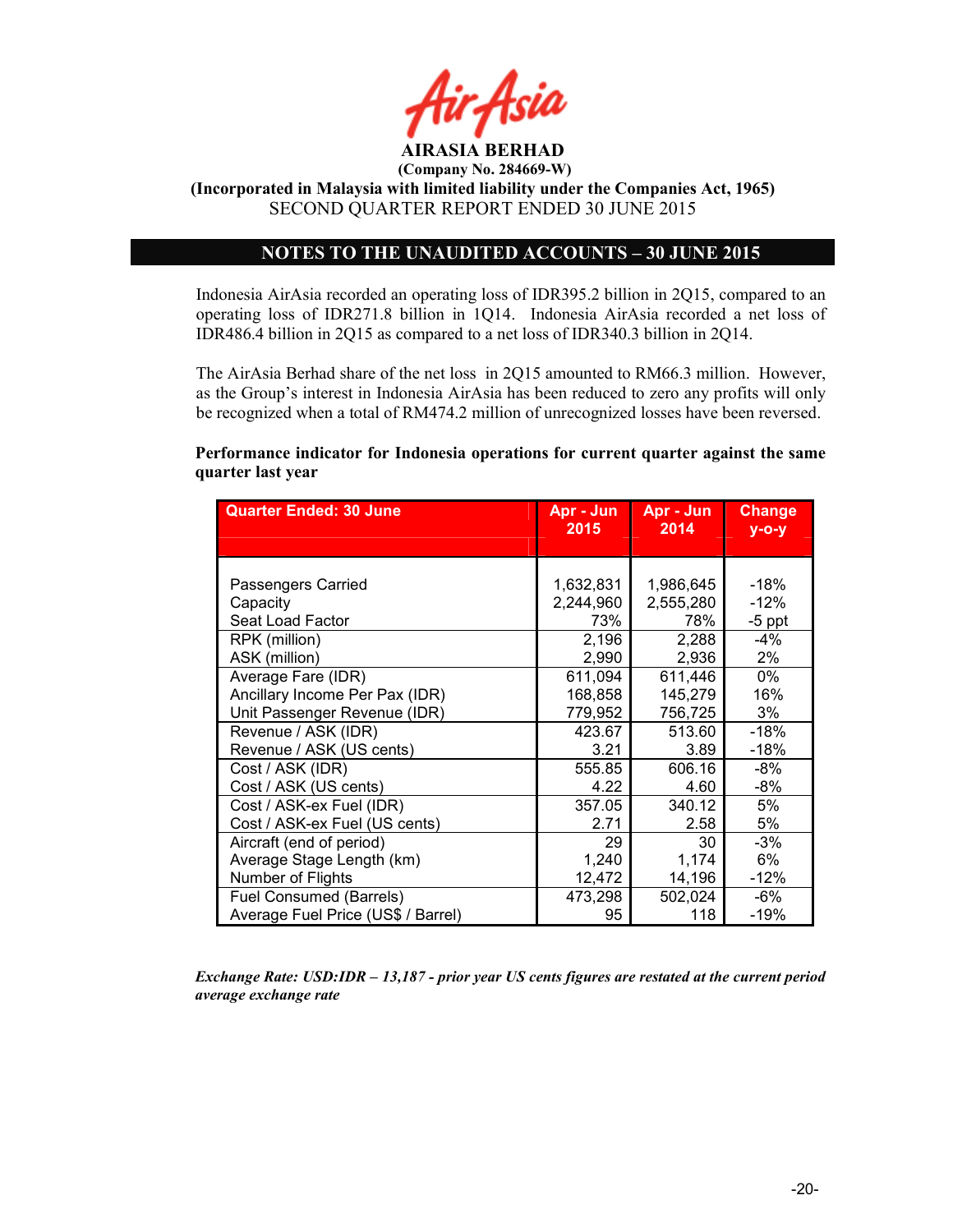AIRASIA BERHAD

(Company No. 284669-W)

(Incorporated in Malaysia with limited liability under the Companies Act, 1965)

SECOND QUARTER REPORT ENDED 30 JUNE 2015

## NOTES TO THE UNAUDITED ACCOUNTS – 30 JUNE 2015

Indonesia AirAsia recorded an operating loss of IDR395.2 billion in 2Q15, compared to an operating loss of IDR271.8 billion in 1Q14. Indonesia AirAsia recorded a net loss of IDR486.4 billion in 2Q15 as compared to a net loss of IDR340.3 billion in 2Q14.

The AirAsia Berhad share of the net loss in 2Q15 amounted to RM66.3 million. However, as the Group's interest in Indonesia AirAsia has been reduced to zero any profits will only be recognized when a total of RM474.2 million of unrecognized losses have been reversed.

**Performance indicator for Indonesia operations for current quarter against the same quarter last year**

| Quarter Ended: 30 June | Apr - Jun 2015 | Apr - Jun 2014 | Change y-o-y |
|---|---|---|---|
| Passengers Carried | 1,632,831 | 1,986,645 | -18% |
| Capacity | 2,244,960 | 2,555,280 | -12% |
| Seat Load Factor | 73% | 78% | -5 ppt |
| RPK (million) | 2,196 | 2,288 | -4% |
| ASK (million) | 2,990 | 2,936 | 2% |
| Average Fare (IDR) | 611,094 | 611,446 | 0% |
| Ancillary Income Per Pax (IDR) | 168,858 | 145,279 | 16% |
| Unit Passenger Revenue (IDR) | 779,952 | 756,725 | 3% |
| Revenue / ASK (IDR) | 423.67 | 513.60 | -18% |
| Revenue / ASK (US cents) | 3.21 | 3.89 | -18% |
| Cost / ASK (IDR) | 555.85 | 606.16 | -8% |
| Cost / ASK (US cents) | 4.22 | 4.60 | -8% |
| Cost / ASK-ex Fuel (IDR) | 357.05 | 340.12 | 5% |
| Cost / ASK-ex Fuel (US cents) | 2.71 | 2.58 | 5% |
| Aircraft (end of period) | 29 | 30 | -3% |
| Average Stage Length (km) | 1,240 | 1,174 | 6% |
| Number of Flights | 12,472 | 14,196 | -12% |
| Fuel Consumed (Barrels) | 473,298 | 502,024 | -6% |
| Average Fuel Price (US$ / Barrel) | 95 | 118 | -19% |

***Exchange Rate: USD:IDR – 13,187 - prior year US cents figures are restated at the current period average exchange rate***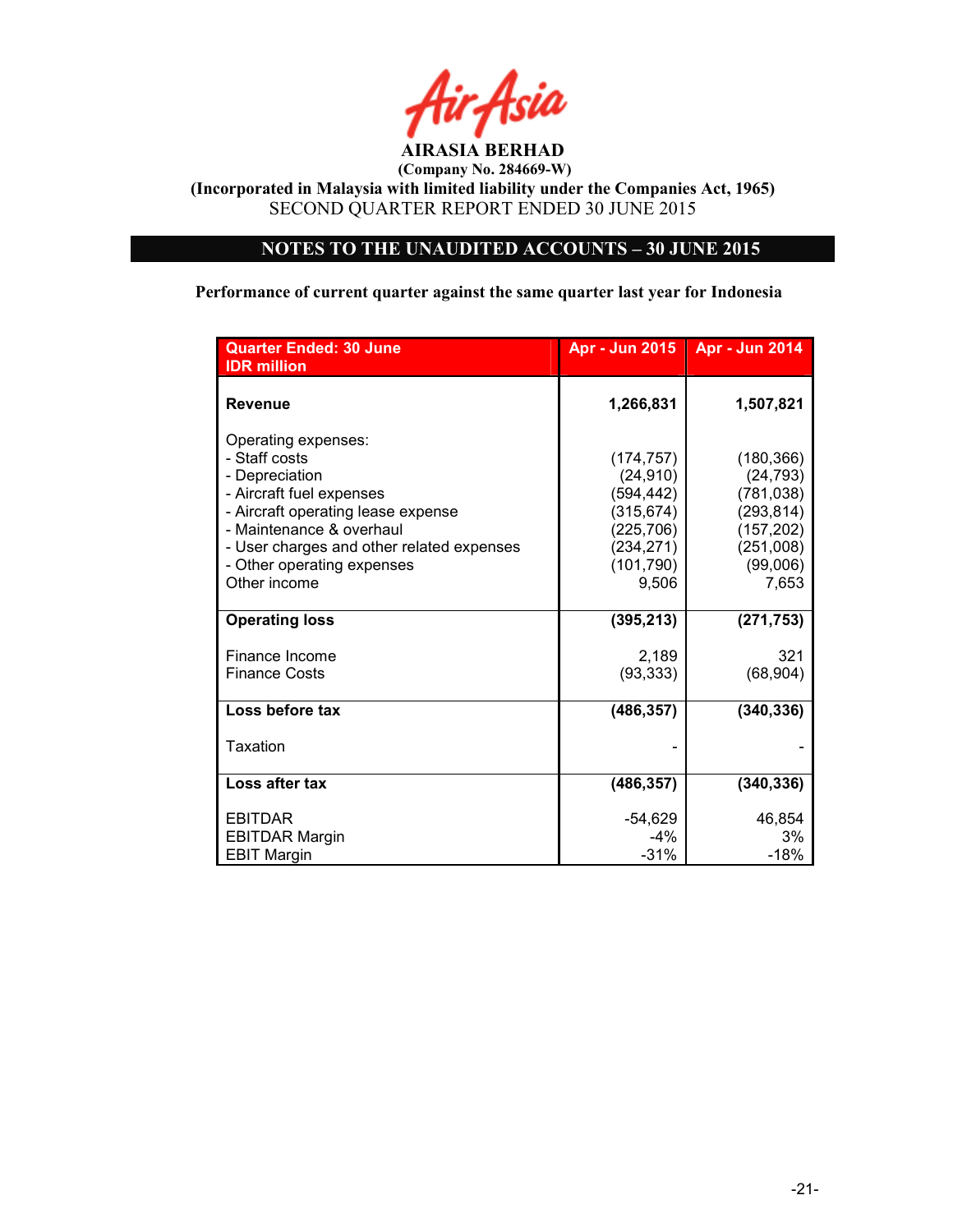**AIRASIA BERHAD**
**(Company No. 284669-W)**
**(Incorporated in Malaysia with limited liability under the Companies Act, 1965)**
SECOND QUARTER REPORT ENDED 30 JUNE 2015

## NOTES TO THE UNAUDITED ACCOUNTS – 30 JUNE 2015

**Performance of current quarter against the same quarter last year for Indonesia**

| Quarter Ended: 30 June<br>IDR million | Apr - Jun 2015 | Apr - Jun 2014 |
|---|---|---|
| **Revenue** | **1,266,831** | **1,507,821** |
| Operating expenses: | | |
| - Staff costs | (174,757) | (180,366) |
| - Depreciation | (24,910) | (24,793) |
| - Aircraft fuel expenses | (594,442) | (781,038) |
| - Aircraft operating lease expense | (315,674) | (293,814) |
| - Maintenance & overhaul | (225,706) | (157,202) |
| - User charges and other related expenses | (234,271) | (251,008) |
| - Other operating expenses | (101,790) | (99,006) |
| Other income | 9,506 | 7,653 |
| **Operating loss** | **(395,213)** | **(271,753)** |
| Finance Income | 2,189 | 321 |
| Finance Costs | (93,333) | (68,904) |
| **Loss before tax** | **(486,357)** | **(340,336)** |
| Taxation | - | - |
| **Loss after tax** | **(486,357)** | **(340,336)** |
| EBITDAR | -54,629 | 46,854 |
| EBITDAR Margin | -4% | 3% |
| EBIT Margin | -31% | -18% |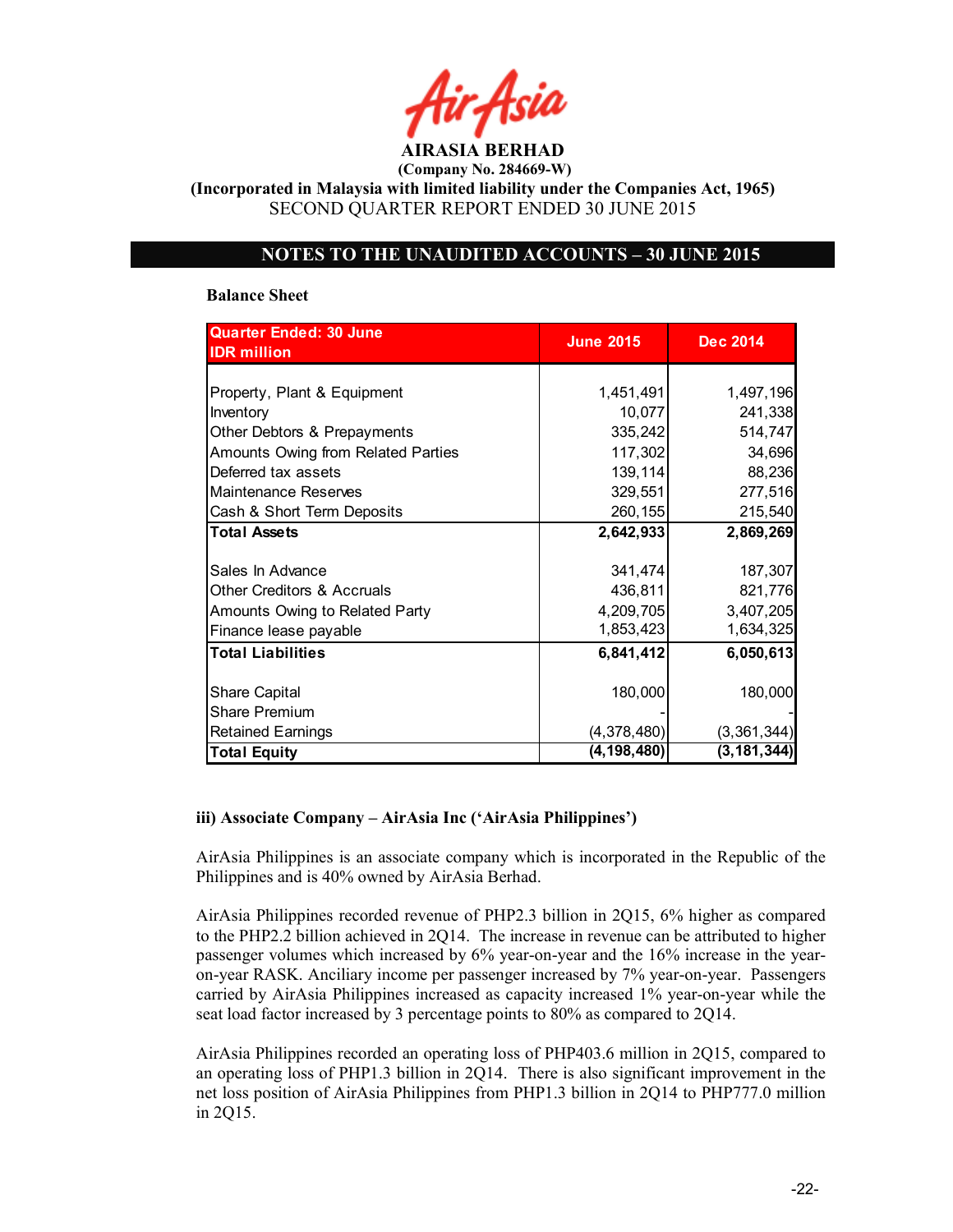**AIRASIA BERHAD**
**(Company No. 284669-W)**
**(Incorporated in Malaysia with limited liability under the Companies Act, 1965)**
SECOND QUARTER REPORT ENDED 30 JUNE 2015

## NOTES TO THE UNAUDITED ACCOUNTS – 30 JUNE 2015

**Balance Sheet**

| Quarter Ended: 30 June IDR million | June 2015 | Dec 2014 |
|---|---|---|
| Property, Plant & Equipment | 1,451,491 | 1,497,196 |
| Inventory | 10,077 | 241,338 |
| Other Debtors & Prepayments | 335,242 | 514,747 |
| Amounts Owing from Related Parties | 117,302 | 34,696 |
| Deferred tax assets | 139,114 | 88,236 |
| Maintenance Reserves | 329,551 | 277,516 |
| Cash & Short Term Deposits | 260,155 | 215,540 |
| **Total Assets** | **2,642,933** | **2,869,269** |
| Sales In Advance | 341,474 | 187,307 |
| Other Creditors & Accruals | 436,811 | 821,776 |
| Amounts Owing to Related Party | 4,209,705 | 3,407,205 |
| Finance lease payable | 1,853,423 | 1,634,325 |
| **Total Liabilities** | **6,841,412** | **6,050,613** |
| Share Capital | 180,000 | 180,000 |
| Share Premium | - | - |
| Retained Earnings | (4,378,480) | (3,361,344) |
| **Total Equity** | **(4,198,480)** | **(3,181,344)** |

**iii) Associate Company – AirAsia Inc ('AirAsia Philippines')**

AirAsia Philippines is an associate company which is incorporated in the Republic of the Philippines and is 40% owned by AirAsia Berhad.

AirAsia Philippines recorded revenue of PHP2.3 billion in 2Q15, 6% higher as compared to the PHP2.2 billion achieved in 2Q14. The increase in revenue can be attributed to higher passenger volumes which increased by 6% year-on-year and the 16% increase in the year-on-year RASK. Anciliary income per passenger increased by 7% year-on-year. Passengers carried by AirAsia Philippines increased as capacity increased 1% year-on-year while the seat load factor increased by 3 percentage points to 80% as compared to 2Q14.

AirAsia Philippines recorded an operating loss of PHP403.6 million in 2Q15, compared to an operating loss of PHP1.3 billion in 2Q14. There is also significant improvement in the net loss position of AirAsia Philippines from PHP1.3 billion in 2Q14 to PHP777.0 million in 2Q15.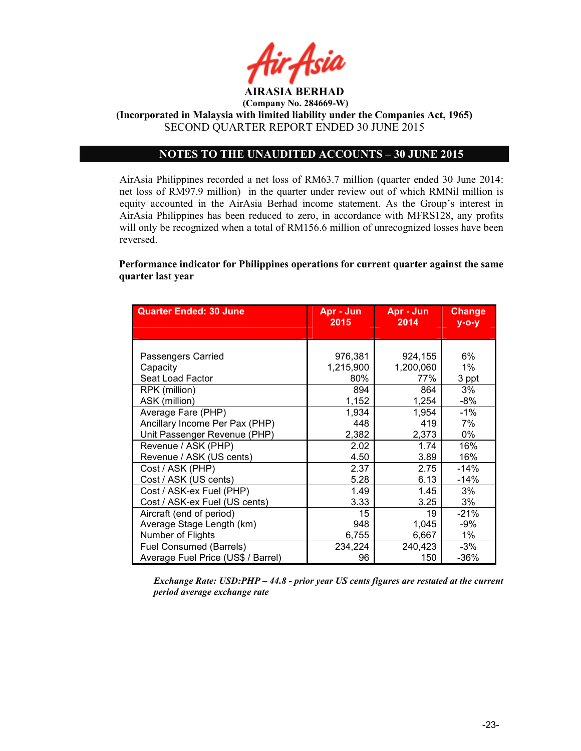**AIRASIA BERHAD**
**(Company No. 284669-W)**
**(Incorporated in Malaysia with limited liability under the Companies Act, 1965)**
SECOND QUARTER REPORT ENDED 30 JUNE 2015

## NOTES TO THE UNAUDITED ACCOUNTS – 30 JUNE 2015

AirAsia Philippines recorded a net loss of RM63.7 million (quarter ended 30 June 2014: net loss of RM97.9 million) in the quarter under review out of which RMNil million is equity accounted in the AirAsia Berhad income statement. As the Group's interest in AirAsia Philippines has been reduced to zero, in accordance with MFRS128, any profits will only be recognized when a total of RM156.6 million of unrecognized losses have been reversed.

**Performance indicator for Philippines operations for current quarter against the same quarter last year**

| Quarter Ended: 30 June | Apr - Jun 2015 | Apr - Jun 2014 | Change y-o-y |
|---|---|---|---|
| Passengers Carried | 976,381 | 924,155 | 6% |
| Capacity | 1,215,900 | 1,200,060 | 1% |
| Seat Load Factor | 80% | 77% | 3 ppt |
| RPK (million) | 894 | 864 | 3% |
| ASK (million) | 1,152 | 1,254 | -8% |
| Average Fare (PHP) | 1,934 | 1,954 | -1% |
| Ancillary Income Per Pax (PHP) | 448 | 419 | 7% |
| Unit Passenger Revenue (PHP) | 2,382 | 2,373 | 0% |
| Revenue / ASK (PHP) | 2.02 | 1.74 | 16% |
| Revenue / ASK (US cents) | 4.50 | 3.89 | 16% |
| Cost / ASK (PHP) | 2.37 | 2.75 | -14% |
| Cost / ASK (US cents) | 5.28 | 6.13 | -14% |
| Cost / ASK-ex Fuel (PHP) | 1.49 | 1.45 | 3% |
| Cost / ASK-ex Fuel (US cents) | 3.33 | 3.25 | 3% |
| Aircraft (end of period) | 15 | 19 | -21% |
| Average Stage Length (km) | 948 | 1,045 | -9% |
| Number of Flights | 6,755 | 6,667 | 1% |
| Fuel Consumed (Barrels) | 234,224 | 240,423 | -3% |
| Average Fuel Price (US$ / Barrel) | 96 | 150 | -36% |

***Exchange Rate: USD:PHP – 44.8 - prior year US cents figures are restated at the current period average exchange rate***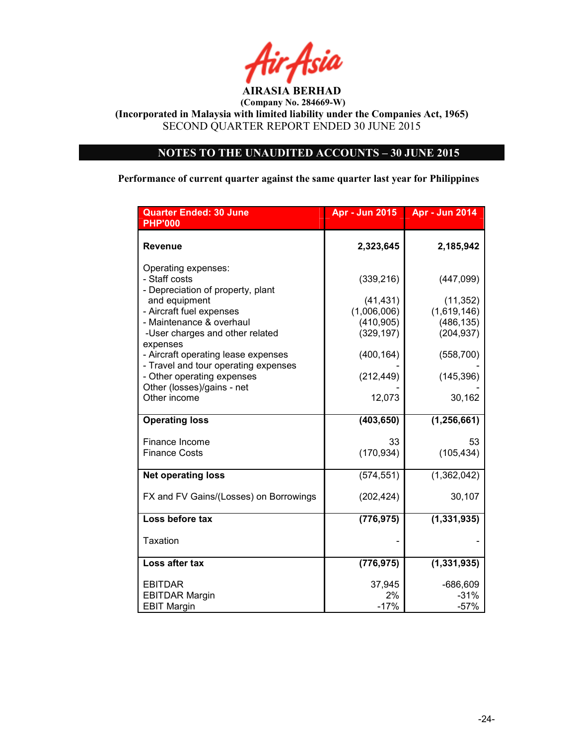AirAsia

**AIRASIA BERHAD**
**(Company No. 284669-W)**
**(Incorporated in Malaysia with limited liability under the Companies Act, 1965)**
SECOND QUARTER REPORT ENDED 30 JUNE 2015

## NOTES TO THE UNAUDITED ACCOUNTS – 30 JUNE 2015

**Performance of current quarter against the same quarter last year for Philippines**

| Quarter Ended: 30 June PHP'000 | Apr - Jun 2015 | Apr - Jun 2014 |
|---|---|---|
| **Revenue** | **2,323,645** | **2,185,942** |
| Operating expenses: | | |
| - Staff costs | (339,216) | (447,099) |
| - Depreciation of property, plant and equipment | (41,431) | (11,352) |
| - Aircraft fuel expenses | (1,006,006) | (1,619,146) |
| - Maintenance & overhaul | (410,905) | (486,135) |
| -User charges and other related expenses | (329,197) | (204,937) |
| - Aircraft operating lease expenses | (400,164) | (558,700) |
| - Travel and tour operating expenses | - | - |
| - Other operating expenses | (212,449) | (145,396) |
| Other (losses)/gains - net | - | - |
| Other income | 12,073 | 30,162 |
| **Operating loss** | **(403,650)** | **(1,256,661)** |
| Finance Income | 33 | 53 |
| Finance Costs | (170,934) | (105,434) |
| **Net operating loss** | (574,551) | (1,362,042) |
| FX and FV Gains/(Losses) on Borrowings | (202,424) | 30,107 |
| **Loss before tax** | **(776,975)** | **(1,331,935)** |
| Taxation | - | - |
| **Loss after tax** | **(776,975)** | **(1,331,935)** |
| EBITDAR | 37,945 | -686,609 |
| EBITDAR Margin | 2% | -31% |
| EBIT Margin | -17% | -57% |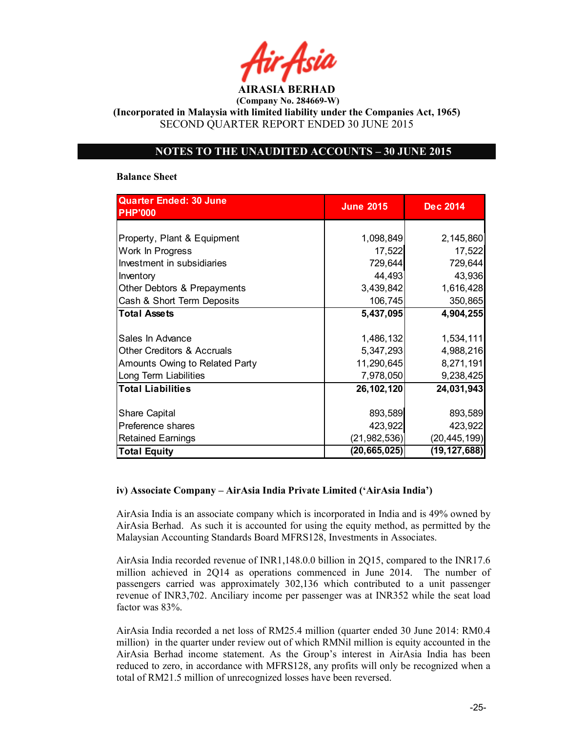**AIRASIA BERHAD**
**(Company No. 284669-W)**
**(Incorporated in Malaysia with limited liability under the Companies Act, 1965)**
SECOND QUARTER REPORT ENDED 30 JUNE 2015

## NOTES TO THE UNAUDITED ACCOUNTS – 30 JUNE 2015

**Balance Sheet**

| Quarter Ended: 30 June PHP'000 | June 2015 | Dec 2014 |
|---|---:|---:|
| Property, Plant & Equipment | 1,098,849 | 2,145,860 |
| Work In Progress | 17,522 | 17,522 |
| Investment in subsidiaries | 729,644 | 729,644 |
| Inventory | 44,493 | 43,936 |
| Other Debtors & Prepayments | 3,439,842 | 1,616,428 |
| Cash & Short Term Deposits | 106,745 | 350,865 |
| **Total Assets** | **5,437,095** | **4,904,255** |
| Sales In Advance | 1,486,132 | 1,534,111 |
| Other Creditors & Accruals | 5,347,293 | 4,988,216 |
| Amounts Owing to Related Party | 11,290,645 | 8,271,191 |
| Long Term Liabilities | 7,978,050 | 9,238,425 |
| **Total Liabilities** | **26,102,120** | **24,031,943** |
| Share Capital | 893,589 | 893,589 |
| Preference shares | 423,922 | 423,922 |
| Retained Earnings | (21,982,536) | (20,445,199) |
| **Total Equity** | **(20,665,025)** | **(19,127,688)** |

**iv) Associate Company – AirAsia India Private Limited ('AirAsia India')**

AirAsia India is an associate company which is incorporated in India and is 49% owned by AirAsia Berhad. As such it is accounted for using the equity method, as permitted by the Malaysian Accounting Standards Board MFRS128, Investments in Associates.

AirAsia India recorded revenue of INR1,148.0.0 billion in 2Q15, compared to the INR17.6 million achieved in 2Q14 as operations commenced in June 2014. The number of passengers carried was approximately 302,136 which contributed to a unit passenger revenue of INR3,702. Anciliary income per passenger was at INR352 while the seat load factor was 83%.

AirAsia India recorded a net loss of RM25.4 million (quarter ended 30 June 2014: RM0.4 million) in the quarter under review out of which RMNil million is equity accounted in the AirAsia Berhad income statement. As the Group's interest in AirAsia India has been reduced to zero, in accordance with MFRS128, any profits will only be recognized when a total of RM21.5 million of unrecognized losses have been reversed.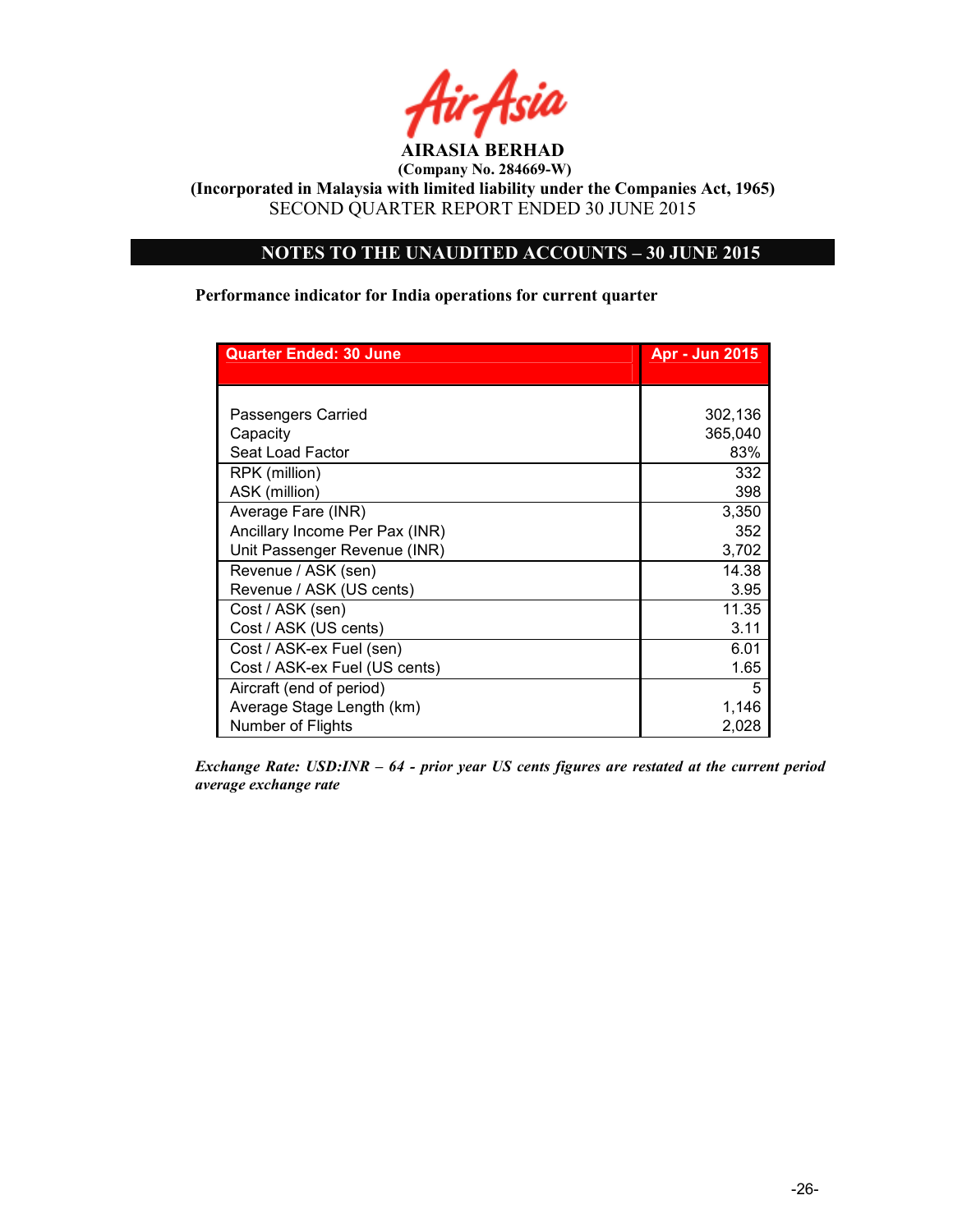# AIRASIA BERHAD

**(Company No. 284669-W)**

**(Incorporated in Malaysia with limited liability under the Companies Act, 1965)**

SECOND QUARTER REPORT ENDED 30 JUNE 2015

## NOTES TO THE UNAUDITED ACCOUNTS – 30 JUNE 2015

**Performance indicator for India operations for current quarter**

| Quarter Ended: 30 June | Apr - Jun 2015 |
|---|---|
| Passengers Carried | 302,136 |
| Capacity | 365,040 |
| Seat Load Factor | 83% |
| RPK (million) | 332 |
| ASK (million) | 398 |
| Average Fare (INR) | 3,350 |
| Ancillary Income Per Pax (INR) | 352 |
| Unit Passenger Revenue (INR) | 3,702 |
| Revenue / ASK (sen) | 14.38 |
| Revenue / ASK (US cents) | 3.95 |
| Cost / ASK (sen) | 11.35 |
| Cost / ASK (US cents) | 3.11 |
| Cost / ASK-ex Fuel (sen) | 6.01 |
| Cost / ASK-ex Fuel (US cents) | 1.65 |
| Aircraft (end of period) | 5 |
| Average Stage Length (km) | 1,146 |
| Number of Flights | 2,028 |

*Exchange Rate: USD:INR – 64 - prior year US cents figures are restated at the current period average exchange rate*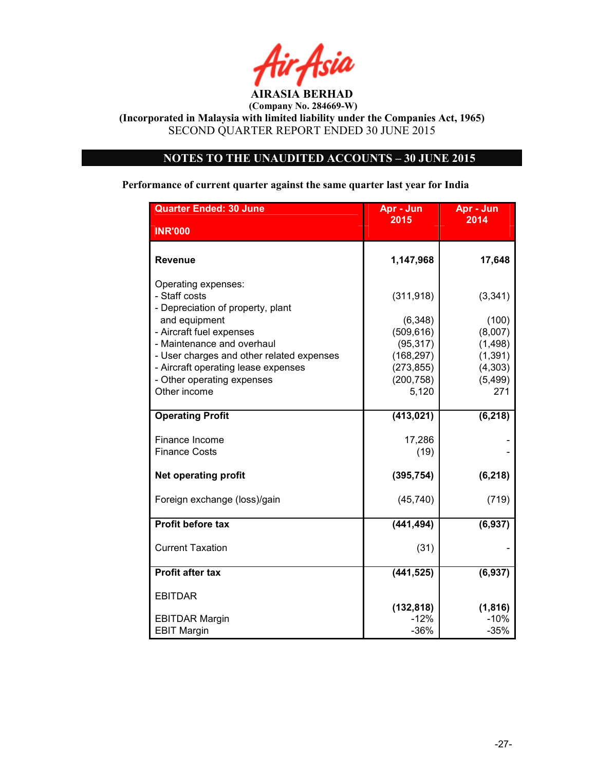# AIRASIA BERHAD

**(Company No. 284669-W)**

**(Incorporated in Malaysia with limited liability under the Companies Act, 1965)**

SECOND QUARTER REPORT ENDED 30 JUNE 2015

## NOTES TO THE UNAUDITED ACCOUNTS – 30 JUNE 2015

**Performance of current quarter against the same quarter last year for India**

| Quarter Ended: 30 June<br>INR'000 | Apr - Jun 2015 | Apr - Jun 2014 |
|---|---|---|
| **Revenue** | **1,147,968** | **17,648** |
| Operating expenses: | | |
| - Staff costs | (311,918) | (3,341) |
| - Depreciation of property, plant and equipment | (6,348) | (100) |
| - Aircraft fuel expenses | (509,616) | (8,007) |
| - Maintenance and overhaul | (95,317) | (1,498) |
| - User charges and other related expenses | (168,297) | (1,391) |
| - Aircraft operating lease expenses | (273,855) | (4,303) |
| - Other operating expenses | (200,758) | (5,499) |
| Other income | 5,120 | 271 |
| **Operating Profit** | **(413,021)** | **(6,218)** |
| Finance Income | 17,286 | - |
| Finance Costs | (19) | - |
| **Net operating profit** | **(395,754)** | **(6,218)** |
| Foreign exchange (loss)/gain | (45,740) | (719) |
| **Profit before tax** | **(441,494)** | **(6,937)** |
| Current Taxation | (31) | - |
| **Profit after tax** | **(441,525)** | **(6,937)** |
| EBITDAR | **(132,818)** | **(1,816)** |
| EBITDAR Margin | -12% | -10% |
| EBIT Margin | -36% | -35% |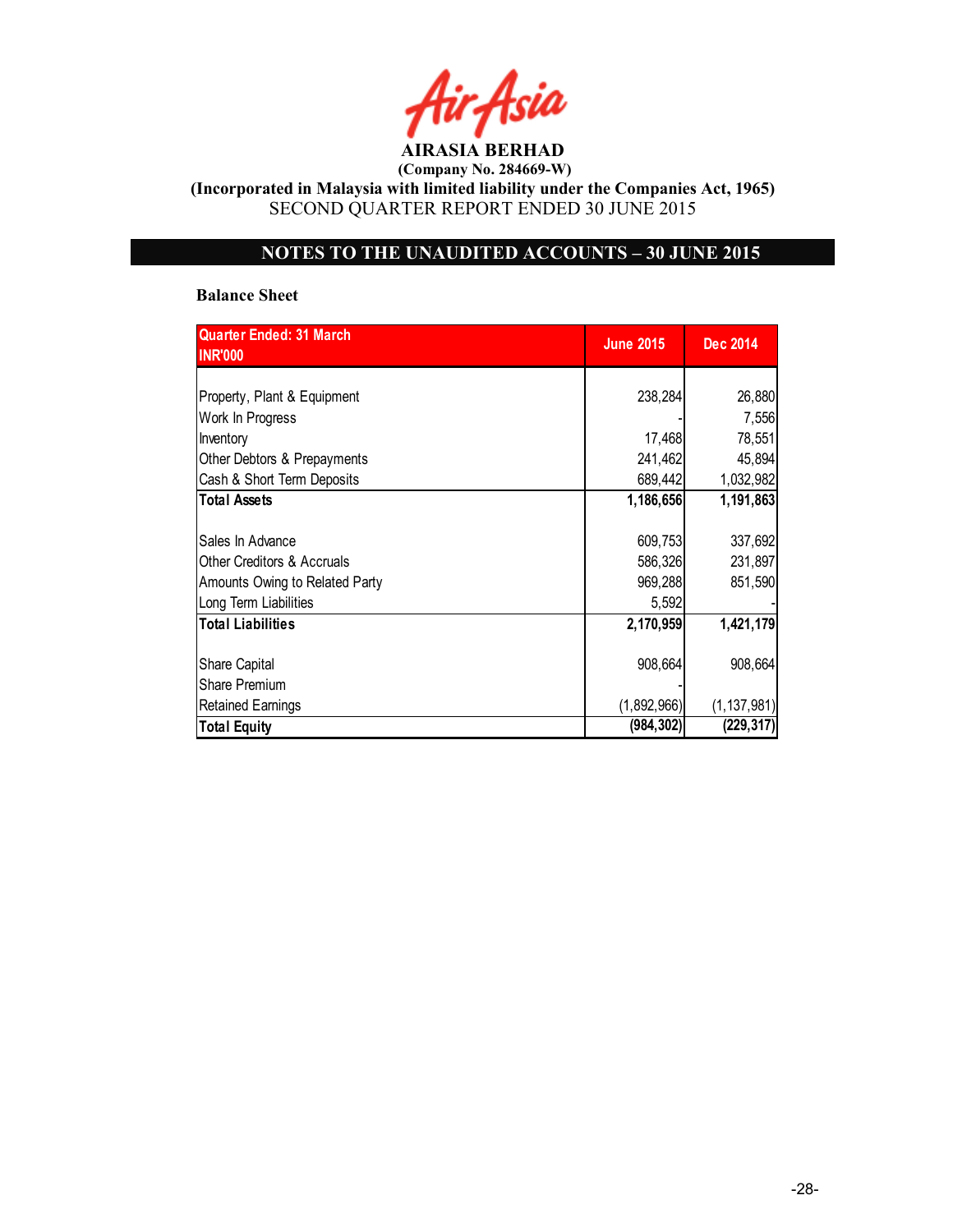# AirAsia

**AIRASIA BERHAD**

**(Company No. 284669-W)**

**(Incorporated in Malaysia with limited liability under the Companies Act, 1965)**

SECOND QUARTER REPORT ENDED 30 JUNE 2015

## NOTES TO THE UNAUDITED ACCOUNTS – 30 JUNE 2015

### Balance Sheet

| Quarter Ended: 31 March INR'000 | June 2015 | Dec 2014 |
|---|---|---|
| Property, Plant & Equipment | 238,284 | 26,880 |
| Work In Progress | - | 7,556 |
| Inventory | 17,468 | 78,551 |
| Other Debtors & Prepayments | 241,462 | 45,894 |
| Cash & Short Term Deposits | 689,442 | 1,032,982 |
| **Total Assets** | **1,186,656** | **1,191,863** |
| Sales In Advance | 609,753 | 337,692 |
| Other Creditors & Accruals | 586,326 | 231,897 |
| Amounts Owing to Related Party | 969,288 | 851,590 |
| Long Term Liabilities | 5,592 | - |
| **Total Liabilities** | **2,170,959** | **1,421,179** |
| Share Capital | 908,664 | 908,664 |
| Share Premium | - | |
| Retained Earnings | (1,892,966) | (1,137,981) |
| **Total Equity** | **(984,302)** | **(229,317)** |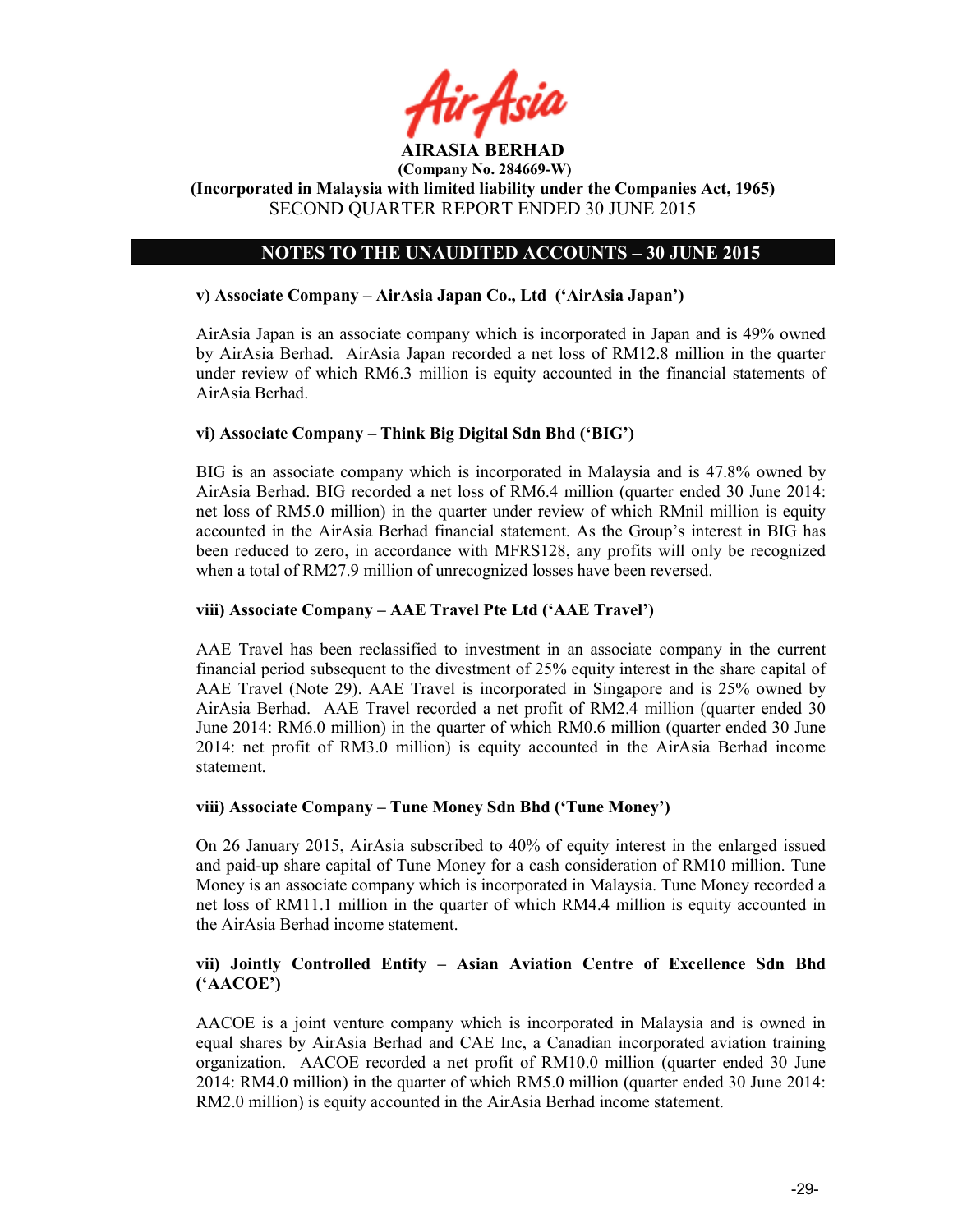## NOTES TO THE UNAUDITED ACCOUNTS – 30 JUNE 2015

**v) Associate Company – AirAsia Japan Co., Ltd ('AirAsia Japan')**

AirAsia Japan is an associate company which is incorporated in Japan and is 49% owned by AirAsia Berhad. AirAsia Japan recorded a net loss of RM12.8 million in the quarter under review of which RM6.3 million is equity accounted in the financial statements of AirAsia Berhad.

**vi) Associate Company – Think Big Digital Sdn Bhd ('BIG')**

BIG is an associate company which is incorporated in Malaysia and is 47.8% owned by AirAsia Berhad. BIG recorded a net loss of RM6.4 million (quarter ended 30 June 2014: net loss of RM5.0 million) in the quarter under review of which RMnil million is equity accounted in the AirAsia Berhad financial statement. As the Group's interest in BIG has been reduced to zero, in accordance with MFRS128, any profits will only be recognized when a total of RM27.9 million of unrecognized losses have been reversed.

**viii) Associate Company – AAE Travel Pte Ltd ('AAE Travel')**

AAE Travel has been reclassified to investment in an associate company in the current financial period subsequent to the divestment of 25% equity interest in the share capital of AAE Travel (Note 29). AAE Travel is incorporated in Singapore and is 25% owned by AirAsia Berhad. AAE Travel recorded a net profit of RM2.4 million (quarter ended 30 June 2014: RM6.0 million) in the quarter of which RM0.6 million (quarter ended 30 June 2014: net profit of RM3.0 million) is equity accounted in the AirAsia Berhad income statement.

**viii) Associate Company – Tune Money Sdn Bhd ('Tune Money')**

On 26 January 2015, AirAsia subscribed to 40% of equity interest in the enlarged issued and paid-up share capital of Tune Money for a cash consideration of RM10 million. Tune Money is an associate company which is incorporated in Malaysia. Tune Money recorded a net loss of RM11.1 million in the quarter of which RM4.4 million is equity accounted in the AirAsia Berhad income statement.

**vii) Jointly Controlled Entity – Asian Aviation Centre of Excellence Sdn Bhd ('AACOE')**

AACOE is a joint venture company which is incorporated in Malaysia and is owned in equal shares by AirAsia Berhad and CAE Inc, a Canadian incorporated aviation training organization. AACOE recorded a net profit of RM10.0 million (quarter ended 30 June 2014: RM4.0 million) in the quarter of which RM5.0 million (quarter ended 30 June 2014: RM2.0 million) is equity accounted in the AirAsia Berhad income statement.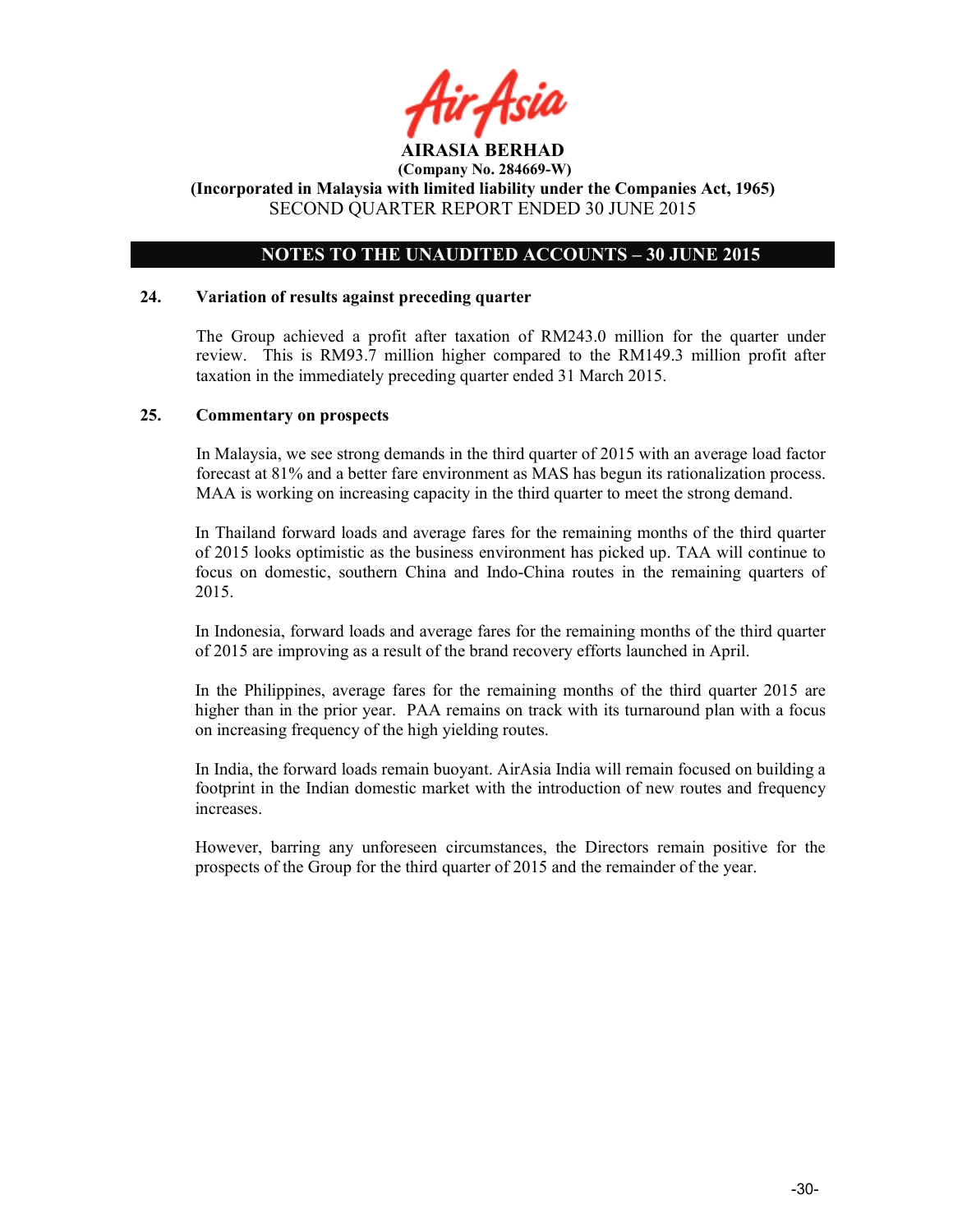## NOTES TO THE UNAUDITED ACCOUNTS – 30 JUNE 2015

### 24. Variation of results against preceding quarter

The Group achieved a profit after taxation of RM243.0 million for the quarter under review. This is RM93.7 million higher compared to the RM149.3 million profit after taxation in the immediately preceding quarter ended 31 March 2015.

### 25. Commentary on prospects

In Malaysia, we see strong demands in the third quarter of 2015 with an average load factor forecast at 81% and a better fare environment as MAS has begun its rationalization process. MAA is working on increasing capacity in the third quarter to meet the strong demand.

In Thailand forward loads and average fares for the remaining months of the third quarter of 2015 looks optimistic as the business environment has picked up. TAA will continue to focus on domestic, southern China and Indo-China routes in the remaining quarters of 2015.

In Indonesia, forward loads and average fares for the remaining months of the third quarter of 2015 are improving as a result of the brand recovery efforts launched in April.

In the Philippines, average fares for the remaining months of the third quarter 2015 are higher than in the prior year. PAA remains on track with its turnaround plan with a focus on increasing frequency of the high yielding routes.

In India, the forward loads remain buoyant. AirAsia India will remain focused on building a footprint in the Indian domestic market with the introduction of new routes and frequency increases.

However, barring any unforeseen circumstances, the Directors remain positive for the prospects of the Group for the third quarter of 2015 and the remainder of the year.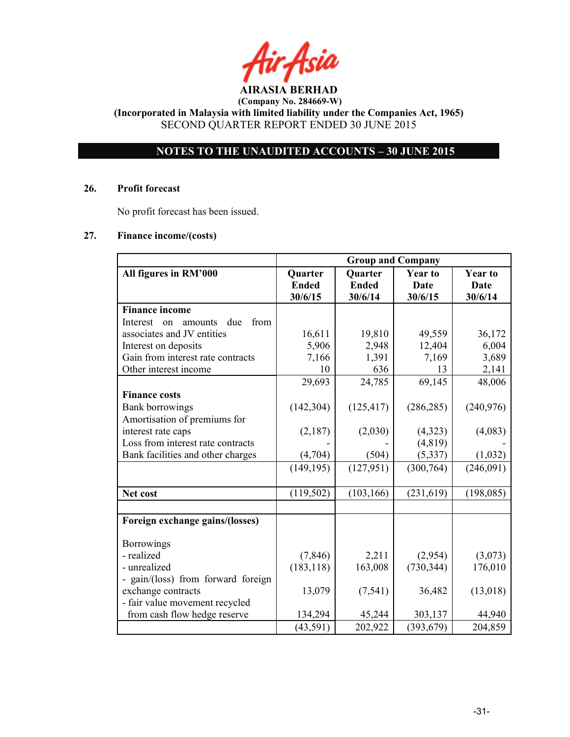**AIRASIA BERHAD**
**(Company No. 284669-W)**
**(Incorporated in Malaysia with limited liability under the Companies Act, 1965)**
SECOND QUARTER REPORT ENDED 30 JUNE 2015

**NOTES TO THE UNAUDITED ACCOUNTS – 30 JUNE 2015**

**26. Profit forecast**

No profit forecast has been issued.

**27. Finance income/(costs)**

| | Group and Company | | | |
|---|---|---|---|---|
| **All figures in RM'000** | **Quarter Ended 30/6/15** | **Quarter Ended 30/6/14** | **Year to Date 30/6/15** | **Year to Date 30/6/14** |
| **Finance income** | | | | |
| Interest on amounts due from associates and JV entities | 16,611 | 19,810 | 49,559 | 36,172 |
| Interest on deposits | 5,906 | 2,948 | 12,404 | 6,004 |
| Gain from interest rate contracts | 7,166 | 1,391 | 7,169 | 3,689 |
| Other interest income | 10 | 636 | 13 | 2,141 |
| | 29,693 | 24,785 | 69,145 | 48,006 |
| **Finance costs** | | | | |
| Bank borrowings | (142,304) | (125,417) | (286,285) | (240,976) |
| Amortisation of premiums for interest rate caps | (2,187) | (2,030) | (4,323) | (4,083) |
| Loss from interest rate contracts | - | - | (4,819) | - |
| Bank facilities and other charges | (4,704) | (504) | (5,337) | (1,032) |
| | (149,195) | (127,951) | (300,764) | (246,091) |
| **Net cost** | (119,502) | (103,166) | (231,619) | (198,085) |
| | | | | |
| **Foreign exchange gains/(losses)** | | | | |
| Borrowings | | | | |
| - realized | (7,846) | 2,211 | (2,954) | (3,073) |
| - unrealized | (183,118) | 163,008 | (730,344) | 176,010 |
| - gain/(loss) from forward foreign exchange contracts | 13,079 | (7,541) | 36,482 | (13,018) |
| - fair value movement recycled from cash flow hedge reserve | 134,294 | 45,244 | 303,137 | 44,940 |
| | (43,591) | 202,922 | (393,679) | 204,859 |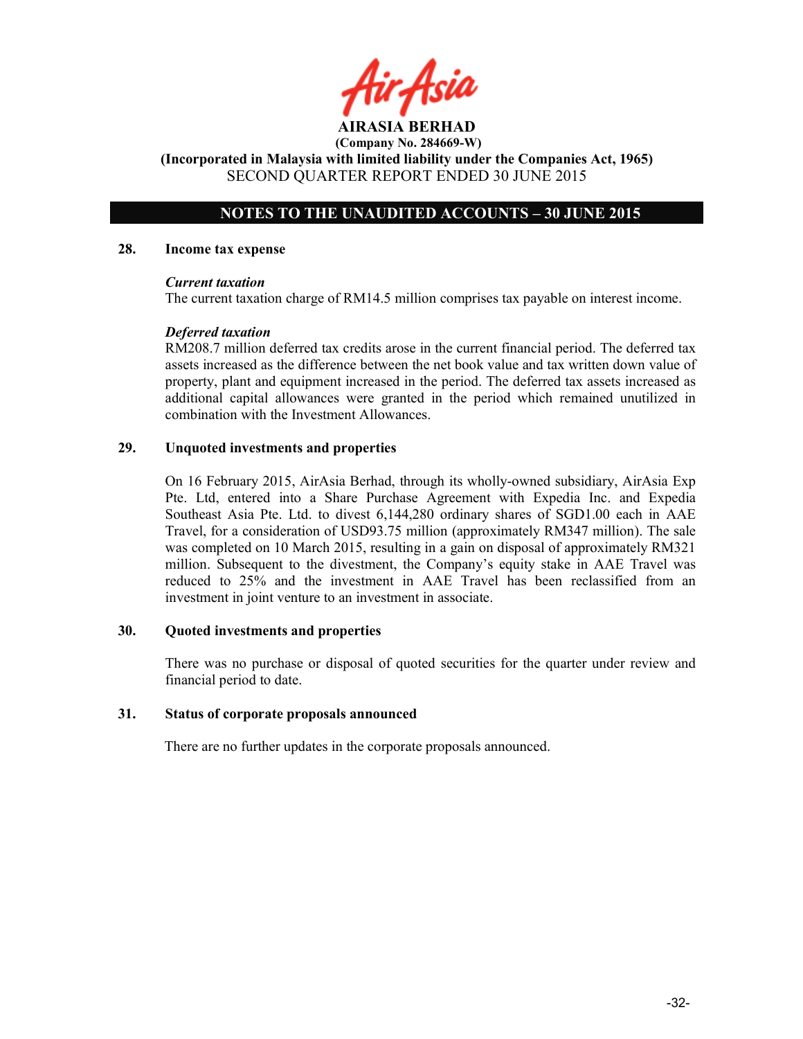## 28. Income tax expense

***Current taxation***

The current taxation charge of RM14.5 million comprises tax payable on interest income.

***Deferred taxation***

RM208.7 million deferred tax credits arose in the current financial period. The deferred tax assets increased as the difference between the net book value and tax written down value of property, plant and equipment increased in the period. The deferred tax assets increased as additional capital allowances were granted in the period which remained unutilized in combination with the Investment Allowances.

## 29. Unquoted investments and properties

On 16 February 2015, AirAsia Berhad, through its wholly-owned subsidiary, AirAsia Exp Pte. Ltd, entered into a Share Purchase Agreement with Expedia Inc. and Expedia Southeast Asia Pte. Ltd. to divest 6,144,280 ordinary shares of SGD1.00 each in AAE Travel, for a consideration of USD93.75 million (approximately RM347 million). The sale was completed on 10 March 2015, resulting in a gain on disposal of approximately RM321 million. Subsequent to the divestment, the Company's equity stake in AAE Travel was reduced to 25% and the investment in AAE Travel has been reclassified from an investment in joint venture to an investment in associate.

## 30. Quoted investments and properties

There was no purchase or disposal of quoted securities for the quarter under review and financial period to date.

## 31. Status of corporate proposals announced

There are no further updates in the corporate proposals announced.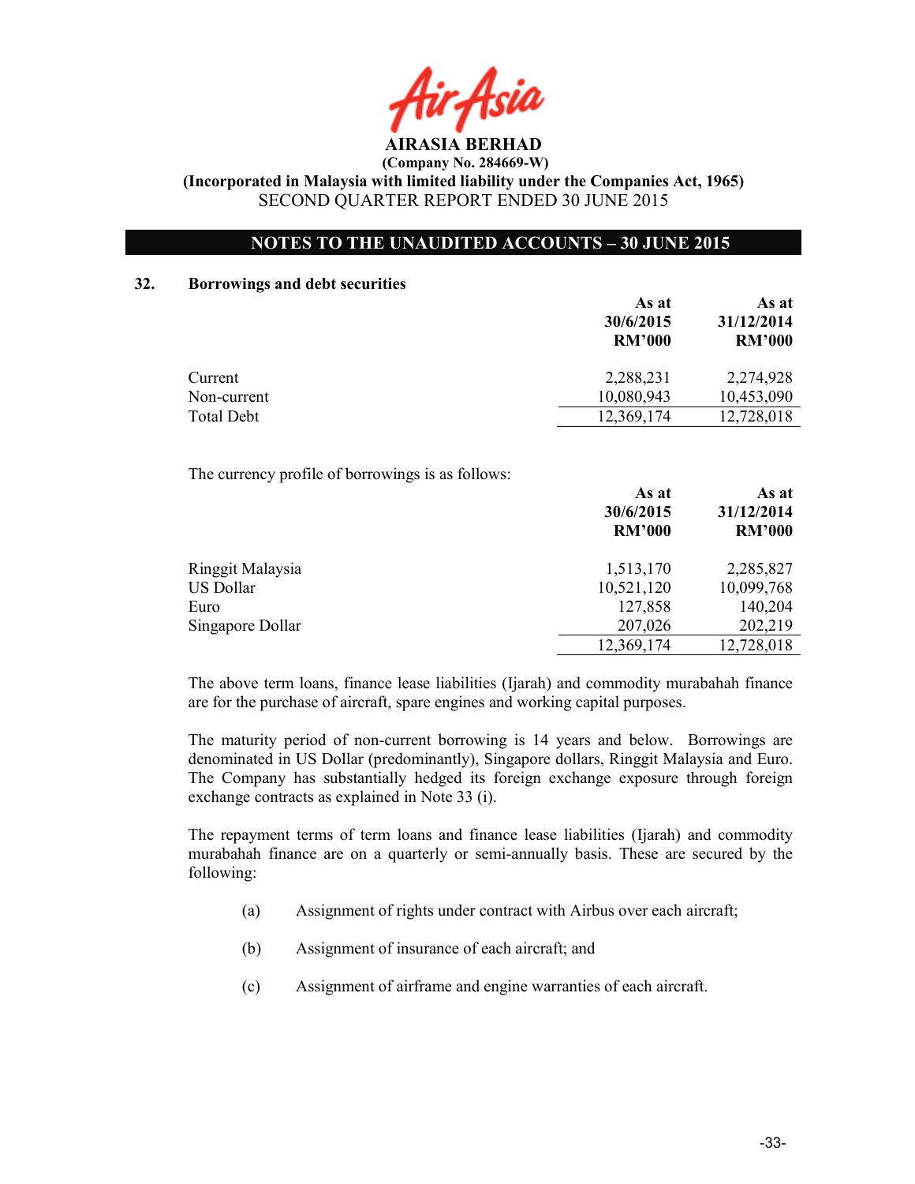# AIRASIA BERHAD

**(Company No. 284669-W)**

**(Incorporated in Malaysia with limited liability under the Companies Act, 1965)**

SECOND QUARTER REPORT ENDED 30 JUNE 2015

## NOTES TO THE UNAUDITED ACCOUNTS – 30 JUNE 2015

### 32. Borrowings and debt securities

| | As at 30/6/2015 RM'000 | As at 31/12/2014 RM'000 |
|---|---|---|
| Current | 2,288,231 | 2,274,928 |
| Non-current | 10,080,943 | 10,453,090 |
| Total Debt | 12,369,174 | 12,728,018 |

The currency profile of borrowings is as follows:

| | As at 30/6/2015 RM'000 | As at 31/12/2014 RM'000 |
|---|---|---|
| Ringgit Malaysia | 1,513,170 | 2,285,827 |
| US Dollar | 10,521,120 | 10,099,768 |
| Euro | 127,858 | 140,204 |
| Singapore Dollar | 207,026 | 202,219 |
| | 12,369,174 | 12,728,018 |

The above term loans, finance lease liabilities (Ijarah) and commodity murabahah finance are for the purchase of aircraft, spare engines and working capital purposes.

The maturity period of non-current borrowing is 14 years and below. Borrowings are denominated in US Dollar (predominantly), Singapore dollars, Ringgit Malaysia and Euro. The Company has substantially hedged its foreign exchange exposure through foreign exchange contracts as explained in Note 33 (i).

The repayment terms of term loans and finance lease liabilities (Ijarah) and commodity murabahah finance are on a quarterly or semi-annually basis. These are secured by the following:

(a) Assignment of rights under contract with Airbus over each aircraft;

(b) Assignment of insurance of each aircraft; and

(c) Assignment of airframe and engine warranties of each aircraft.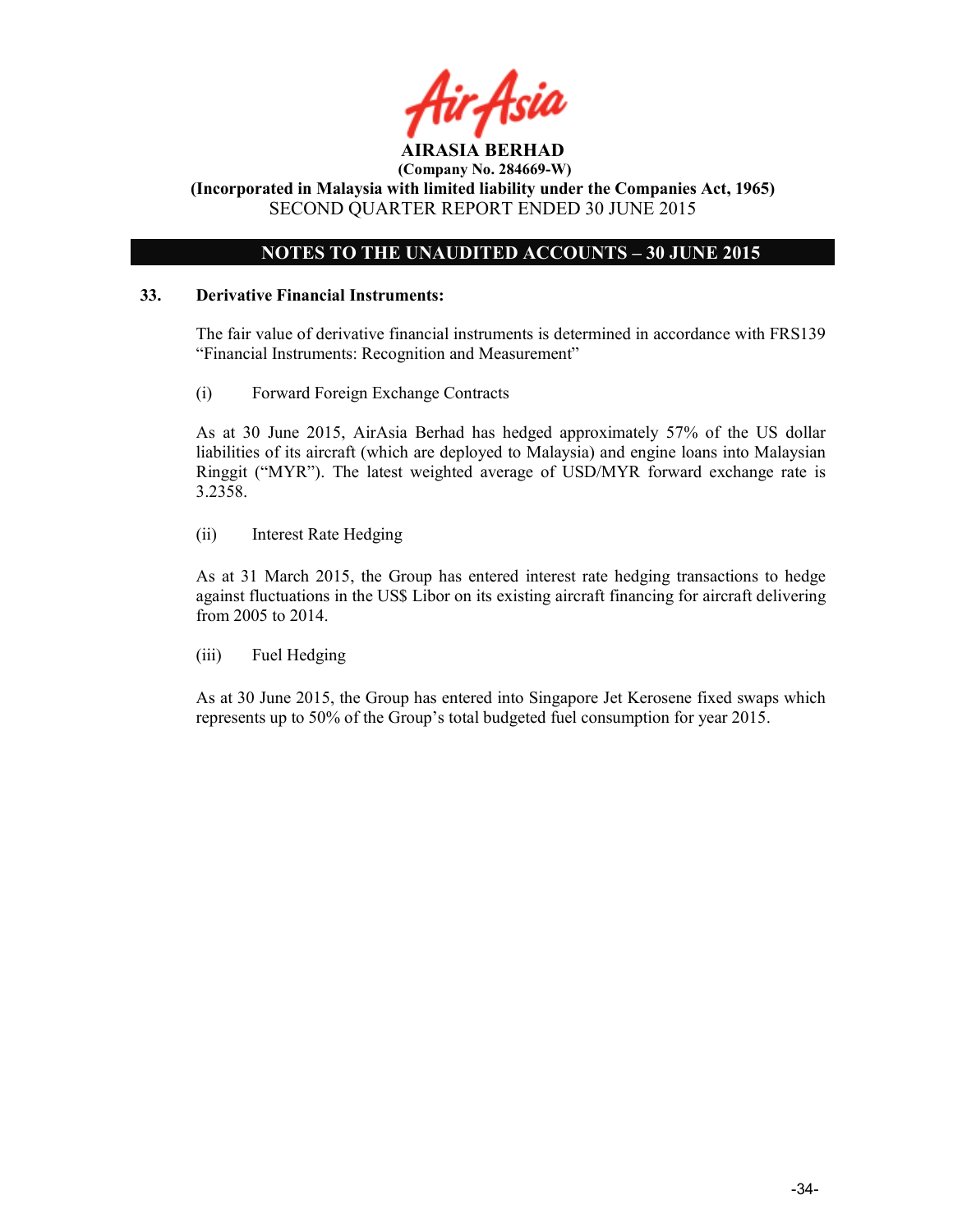**AIRASIA BERHAD**
**(Company No. 284669-W)**
**(Incorporated in Malaysia with limited liability under the Companies Act, 1965)**
SECOND QUARTER REPORT ENDED 30 JUNE 2015

## NOTES TO THE UNAUDITED ACCOUNTS – 30 JUNE 2015

**33. Derivative Financial Instruments:**

The fair value of derivative financial instruments is determined in accordance with FRS139 "Financial Instruments: Recognition and Measurement"

(i) Forward Foreign Exchange Contracts

As at 30 June 2015, AirAsia Berhad has hedged approximately 57% of the US dollar liabilities of its aircraft (which are deployed to Malaysia) and engine loans into Malaysian Ringgit ("MYR"). The latest weighted average of USD/MYR forward exchange rate is 3.2358.

(ii) Interest Rate Hedging

As at 31 March 2015, the Group has entered interest rate hedging transactions to hedge against fluctuations in the US$ Libor on its existing aircraft financing for aircraft delivering from 2005 to 2014.

(iii) Fuel Hedging

As at 30 June 2015, the Group has entered into Singapore Jet Kerosene fixed swaps which represents up to 50% of the Group's total budgeted fuel consumption for year 2015.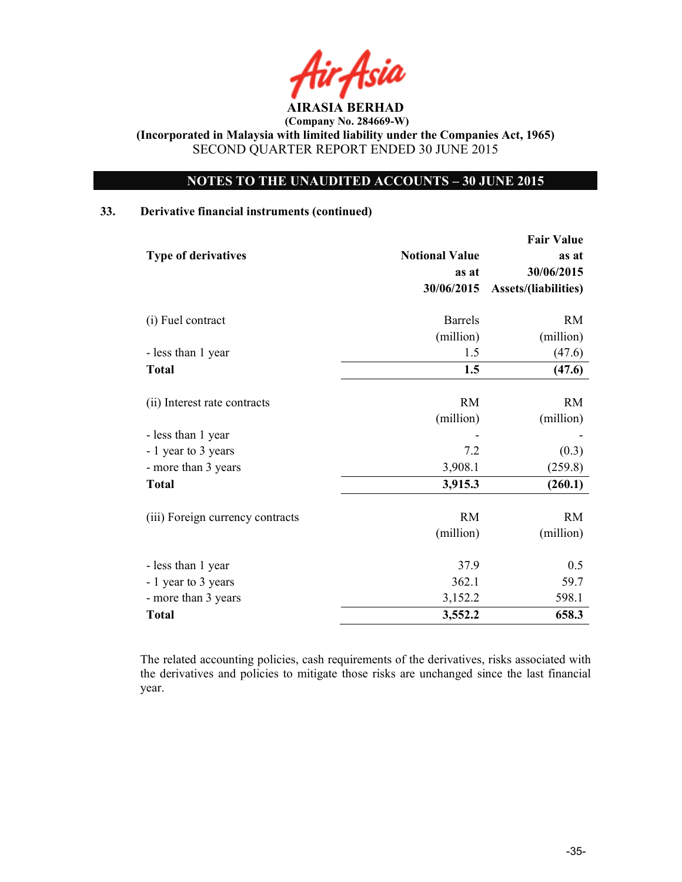# AIRASIA BERHAD

**(Company No. 284669-W)**

**(Incorporated in Malaysia with limited liability under the Companies Act, 1965)**

SECOND QUARTER REPORT ENDED 30 JUNE 2015

## NOTES TO THE UNAUDITED ACCOUNTS – 30 JUNE 2015

### 33. Derivative financial instruments (continued)

| Type of derivatives | Notional Value as at 30/06/2015 | Fair Value as at 30/06/2015 Assets/(liabilities) |
|---|---|---|
| (i) Fuel contract | Barrels (million) | RM (million) |
| - less than 1 year | 1.5 | (47.6) |
| **Total** | **1.5** | **(47.6)** |
| | | |
| (ii) Interest rate contracts | RM (million) | RM (million) |
| - less than 1 year | - | - |
| - 1 year to 3 years | 7.2 | (0.3) |
| - more than 3 years | 3,908.1 | (259.8) |
| **Total** | **3,915.3** | **(260.1)** |
| | | |
| (iii) Foreign currency contracts | RM (million) | RM (million) |
| - less than 1 year | 37.9 | 0.5 |
| - 1 year to 3 years | 362.1 | 59.7 |
| - more than 3 years | 3,152.2 | 598.1 |
| **Total** | **3,552.2** | **658.3** |

The related accounting policies, cash requirements of the derivatives, risks associated with the derivatives and policies to mitigate those risks are unchanged since the last financial year.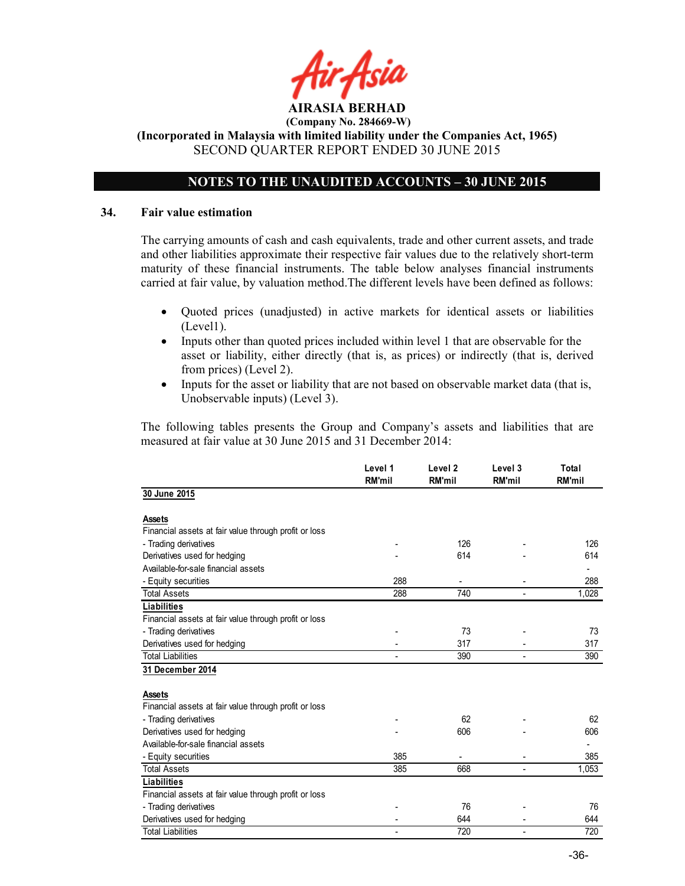# AIRASIA BERHAD

**(Company No. 284669-W)**

**(Incorporated in Malaysia with limited liability under the Companies Act, 1965)**

SECOND QUARTER REPORT ENDED 30 JUNE 2015

## NOTES TO THE UNAUDITED ACCOUNTS – 30 JUNE 2015

### 34. Fair value estimation

The carrying amounts of cash and cash equivalents, trade and other current assets, and trade and other liabilities approximate their respective fair values due to the relatively short-term maturity of these financial instruments. The table below analyses financial instruments carried at fair value, by valuation method.The different levels have been defined as follows:

- Quoted prices (unadjusted) in active markets for identical assets or liabilities (Level1).
- Inputs other than quoted prices included within level 1 that are observable for the asset or liability, either directly (that is, as prices) or indirectly (that is, derived from prices) (Level 2).
- Inputs for the asset or liability that are not based on observable market data (that is, Unobservable inputs) (Level 3).

The following tables presents the Group and Company's assets and liabilities that are measured at fair value at 30 June 2015 and 31 December 2014:

| | Level 1 RM'mil | Level 2 RM'mil | Level 3 RM'mil | Total RM'mil |
|---|---|---|---|---|
| **30 June 2015** | | | | |
| **Assets** | | | | |
| Financial assets at fair value through profit or loss | | | | |
| - Trading derivatives | - | 126 | - | 126 |
| Derivatives used for hedging | - | 614 | - | 614 |
| Available-for-sale financial assets | | | | - |
| - Equity securities | 288 | - | - | 288 |
| Total Assets | 288 | 740 | - | 1,028 |
| **Liabilities** | | | | |
| Financial assets at fair value through profit or loss | | | | |
| - Trading derivatives | - | 73 | - | 73 |
| Derivatives used for hedging | - | 317 | - | 317 |
| Total Liabilities | - | 390 | - | 390 |
| **31 December 2014** | | | | |
| **Assets** | | | | |
| Financial assets at fair value through profit or loss | | | | |
| - Trading derivatives | - | 62 | - | 62 |
| Derivatives used for hedging | - | 606 | - | 606 |
| Available-for-sale financial assets | | | | - |
| - Equity securities | 385 | - | - | 385 |
| Total Assets | 385 | 668 | - | 1,053 |
| **Liabilities** | | | | |
| Financial assets at fair value through profit or loss | | | | |
| - Trading derivatives | - | 76 | - | 76 |
| Derivatives used for hedging | - | 644 | - | 644 |
| Total Liabilities | - | 720 | - | 720 |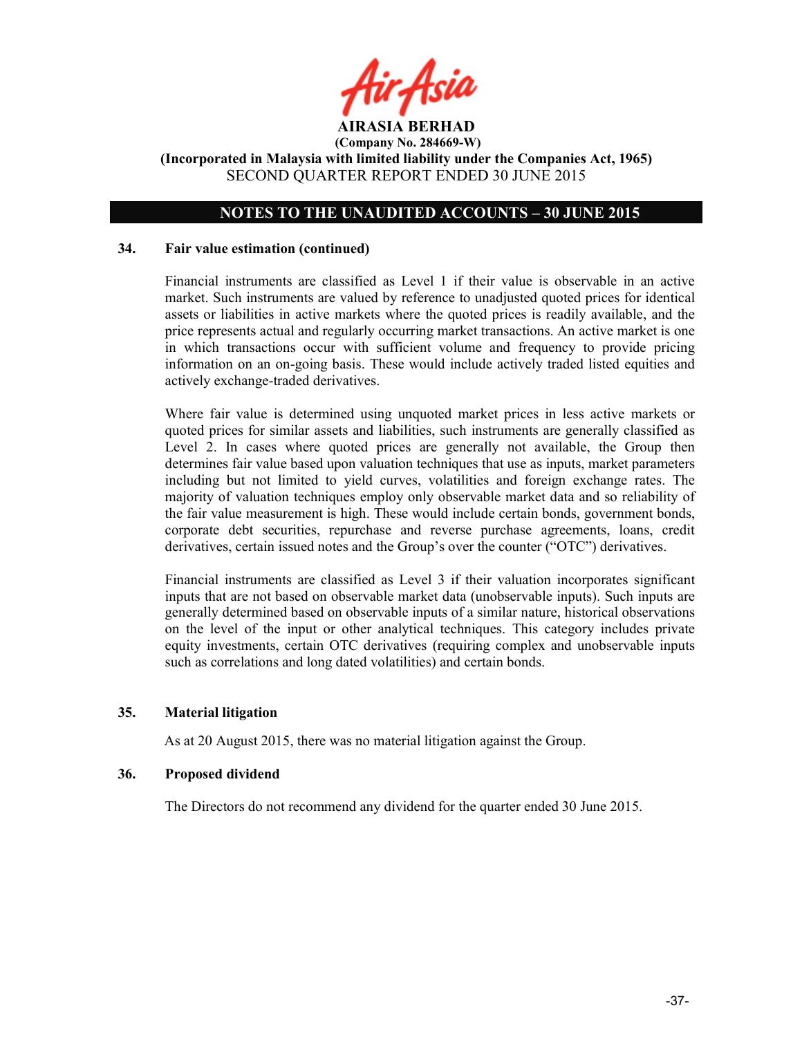## 34. Fair value estimation (continued)

Financial instruments are classified as Level 1 if their value is observable in an active market. Such instruments are valued by reference to unadjusted quoted prices for identical assets or liabilities in active markets where the quoted prices is readily available, and the price represents actual and regularly occurring market transactions. An active market is one in which transactions occur with sufficient volume and frequency to provide pricing information on an on-going basis. These would include actively traded listed equities and actively exchange-traded derivatives.

Where fair value is determined using unquoted market prices in less active markets or quoted prices for similar assets and liabilities, such instruments are generally classified as Level 2. In cases where quoted prices are generally not available, the Group then determines fair value based upon valuation techniques that use as inputs, market parameters including but not limited to yield curves, volatilities and foreign exchange rates. The majority of valuation techniques employ only observable market data and so reliability of the fair value measurement is high. These would include certain bonds, government bonds, corporate debt securities, repurchase and reverse purchase agreements, loans, credit derivatives, certain issued notes and the Group's over the counter ("OTC") derivatives.

Financial instruments are classified as Level 3 if their valuation incorporates significant inputs that are not based on observable market data (unobservable inputs). Such inputs are generally determined based on observable inputs of a similar nature, historical observations on the level of the input or other analytical techniques. This category includes private equity investments, certain OTC derivatives (requiring complex and unobservable inputs such as correlations and long dated volatilities) and certain bonds.

## 35. Material litigation

As at 20 August 2015, there was no material litigation against the Group.

## 36. Proposed dividend

The Directors do not recommend any dividend for the quarter ended 30 June 2015.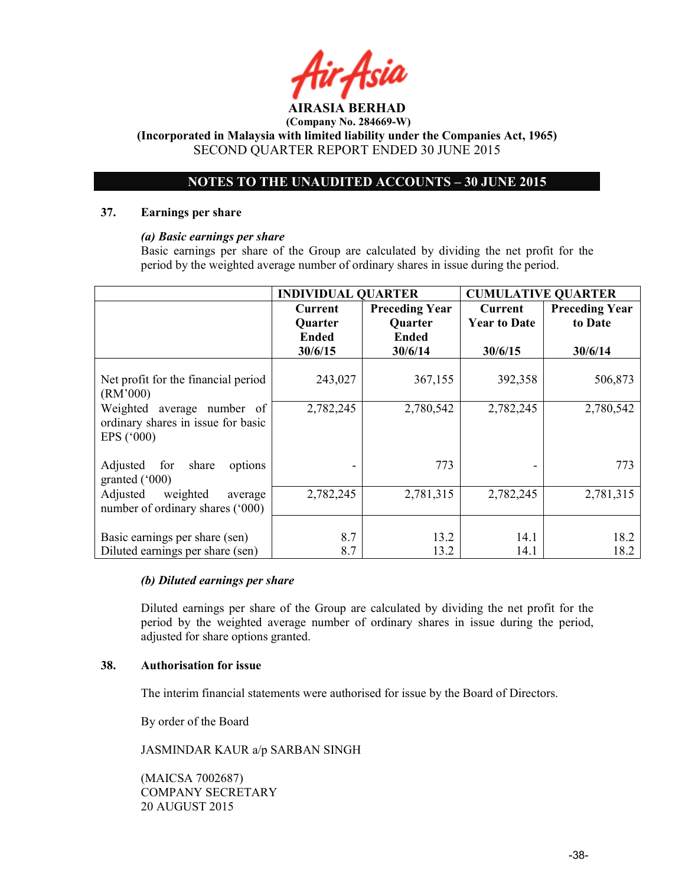**AIRASIA BERHAD**
**(Company No. 284669-W)**
**(Incorporated in Malaysia with limited liability under the Companies Act, 1965)**
SECOND QUARTER REPORT ENDED 30 JUNE 2015

## NOTES TO THE UNAUDITED ACCOUNTS – 30 JUNE 2015

### 37. Earnings per share

***(a) Basic earnings per share***

Basic earnings per share of the Group are calculated by dividing the net profit for the period by the weighted average number of ordinary shares in issue during the period.

| | **INDIVIDUAL QUARTER** | | **CUMULATIVE QUARTER** | |
|---|---|---|---|---|
| | **Current Quarter Ended 30/6/15** | **Preceding Year Quarter Ended 30/6/14** | **Current Year to Date 30/6/15** | **Preceding Year to Date 30/6/14** |
| Net profit for the financial period (RM'000) | 243,027 | 367,155 | 392,358 | 506,873 |
| Weighted average number of ordinary shares in issue for basic EPS ('000) | 2,782,245 | 2,780,542 | 2,782,245 | 2,780,542 |
| Adjusted for share options granted ('000) | - | 773 | - | 773 |
| Adjusted weighted average number of ordinary shares ('000) | 2,782,245 | 2,781,315 | 2,782,245 | 2,781,315 |
| Basic earnings per share (sen) | 8.7 | 13.2 | 14.1 | 18.2 |
| Diluted earnings per share (sen) | 8.7 | 13.2 | 14.1 | 18.2 |

***(b) Diluted earnings per share***

Diluted earnings per share of the Group are calculated by dividing the net profit for the period by the weighted average number of ordinary shares in issue during the period, adjusted for share options granted.

### 38. Authorisation for issue

The interim financial statements were authorised for issue by the Board of Directors.

By order of the Board

JASMINDAR KAUR a/p SARBAN SINGH

(MAICSA 7002687)
COMPANY SECRETARY
20 AUGUST 2015